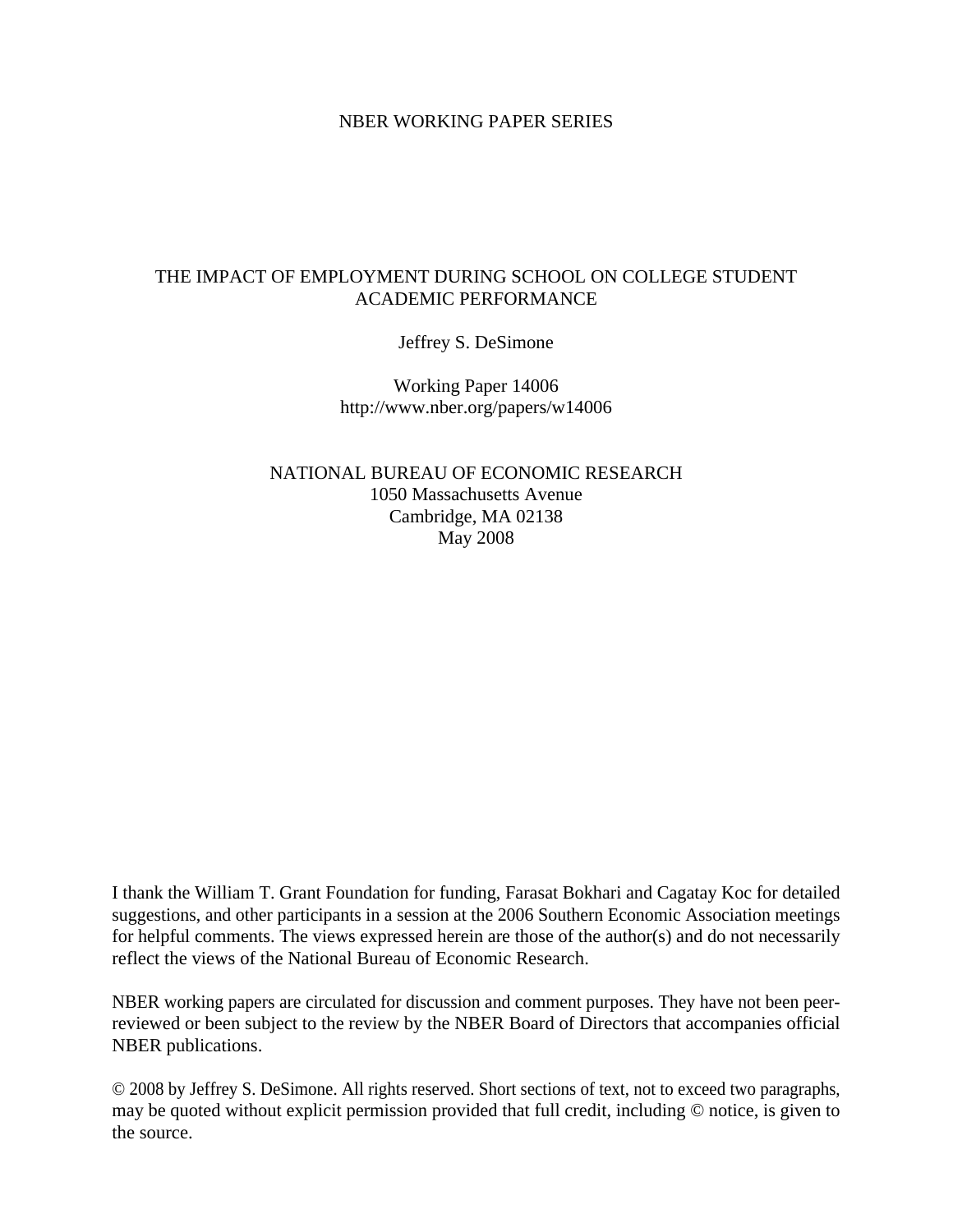NBER WORKING PAPER SERIES

# THE IMPACT OF EMPLOYMENT DURING SCHOOL ON COLLEGE STUDENT ACADEMIC PERFORMANCE

Jeffrey S. DeSimone

Working Paper 14006
http://www.nber.org/papers/w14006

NATIONAL BUREAU OF ECONOMIC RESEARCH
1050 Massachusetts Avenue
Cambridge, MA 02138
May 2008

I thank the William T. Grant Foundation for funding, Farasat Bokhari and Cagatay Koc for detailed suggestions, and other participants in a session at the 2006 Southern Economic Association meetings for helpful comments. The views expressed herein are those of the author(s) and do not necessarily reflect the views of the National Bureau of Economic Research.

NBER working papers are circulated for discussion and comment purposes. They have not been peer-reviewed or been subject to the review by the NBER Board of Directors that accompanies official NBER publications.

© 2008 by Jeffrey S. DeSimone. All rights reserved. Short sections of text, not to exceed two paragraphs, may be quoted without explicit permission provided that full credit, including © notice, is given to the source.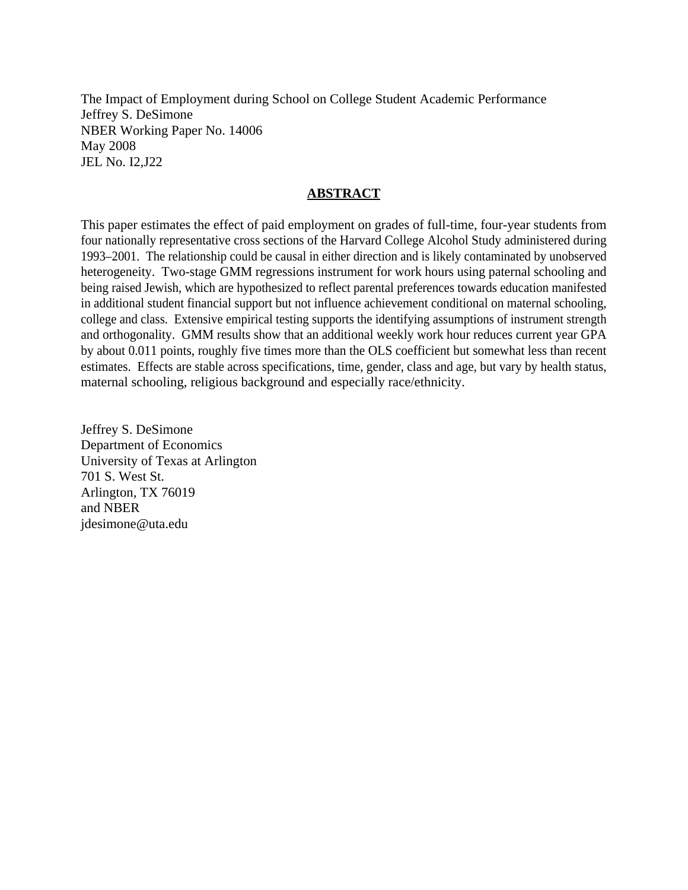The Impact of Employment during School on College Student Academic Performance
Jeffrey S. DeSimone
NBER Working Paper No. 14006
May 2008
JEL No. I2,J22

## **ABSTRACT**

This paper estimates the effect of paid employment on grades of full-time, four-year students from four nationally representative cross sections of the Harvard College Alcohol Study administered during 1993–2001. The relationship could be causal in either direction and is likely contaminated by unobserved heterogeneity. Two-stage GMM regressions instrument for work hours using paternal schooling and being raised Jewish, which are hypothesized to reflect parental preferences towards education manifested in additional student financial support but not influence achievement conditional on maternal schooling, college and class. Extensive empirical testing supports the identifying assumptions of instrument strength and orthogonality. GMM results show that an additional weekly work hour reduces current year GPA by about 0.011 points, roughly five times more than the OLS coefficient but somewhat less than recent estimates. Effects are stable across specifications, time, gender, class and age, but vary by health status, maternal schooling, religious background and especially race/ethnicity.

Jeffrey S. DeSimone
Department of Economics
University of Texas at Arlington
701 S. West St.
Arlington, TX 76019
and NBER
jdesimone@uta.edu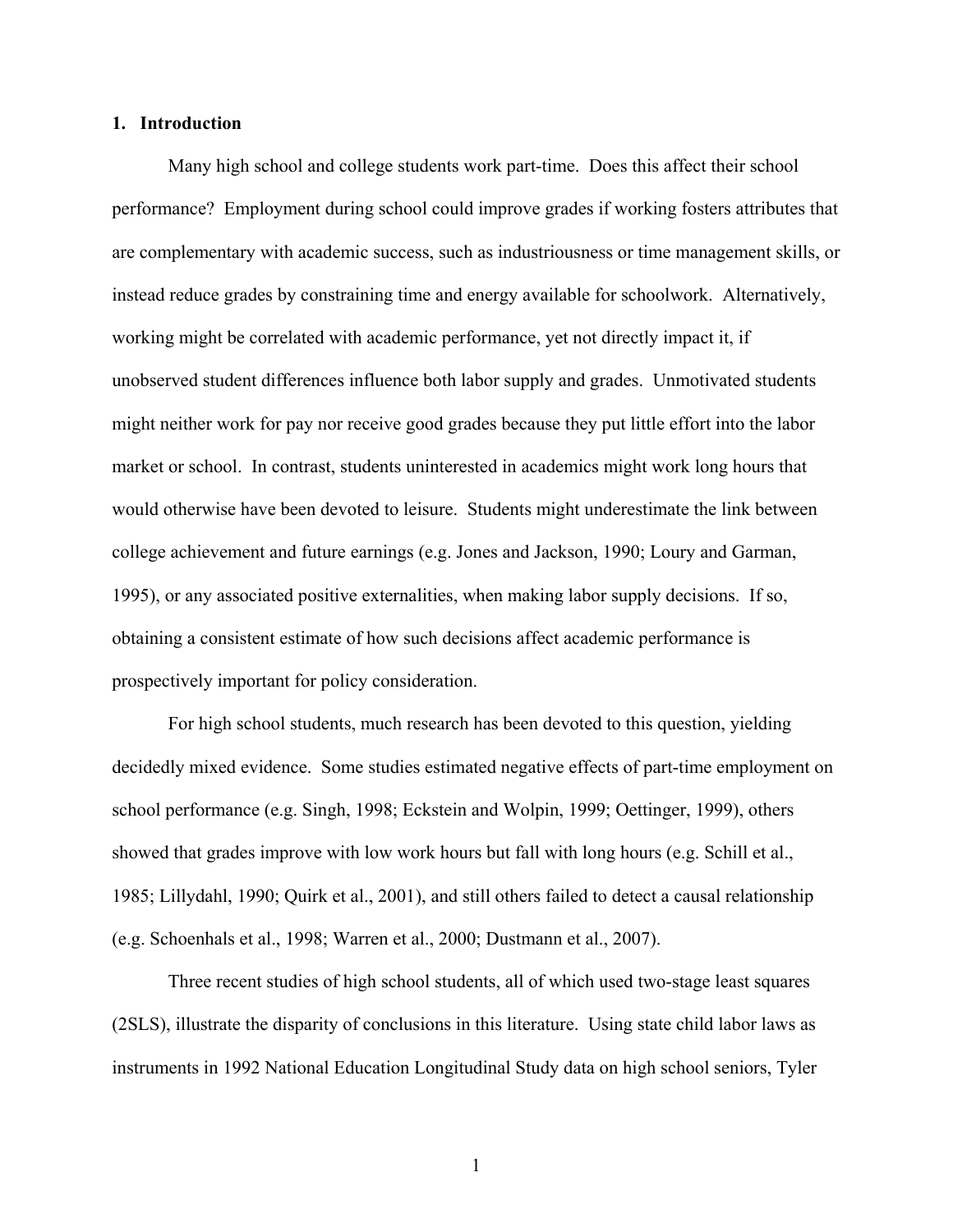## 1. Introduction

Many high school and college students work part-time. Does this affect their school performance? Employment during school could improve grades if working fosters attributes that are complementary with academic success, such as industriousness or time management skills, or instead reduce grades by constraining time and energy available for schoolwork. Alternatively, working might be correlated with academic performance, yet not directly impact it, if unobserved student differences influence both labor supply and grades. Unmotivated students might neither work for pay nor receive good grades because they put little effort into the labor market or school. In contrast, students uninterested in academics might work long hours that would otherwise have been devoted to leisure. Students might underestimate the link between college achievement and future earnings (e.g. Jones and Jackson, 1990; Loury and Garman, 1995), or any associated positive externalities, when making labor supply decisions. If so, obtaining a consistent estimate of how such decisions affect academic performance is prospectively important for policy consideration.

For high school students, much research has been devoted to this question, yielding decidedly mixed evidence. Some studies estimated negative effects of part-time employment on school performance (e.g. Singh, 1998; Eckstein and Wolpin, 1999; Oettinger, 1999), others showed that grades improve with low work hours but fall with long hours (e.g. Schill et al., 1985; Lillydahl, 1990; Quirk et al., 2001), and still others failed to detect a causal relationship (e.g. Schoenhals et al., 1998; Warren et al., 2000; Dustmann et al., 2007).

Three recent studies of high school students, all of which used two-stage least squares (2SLS), illustrate the disparity of conclusions in this literature. Using state child labor laws as instruments in 1992 National Education Longitudinal Study data on high school seniors, Tyler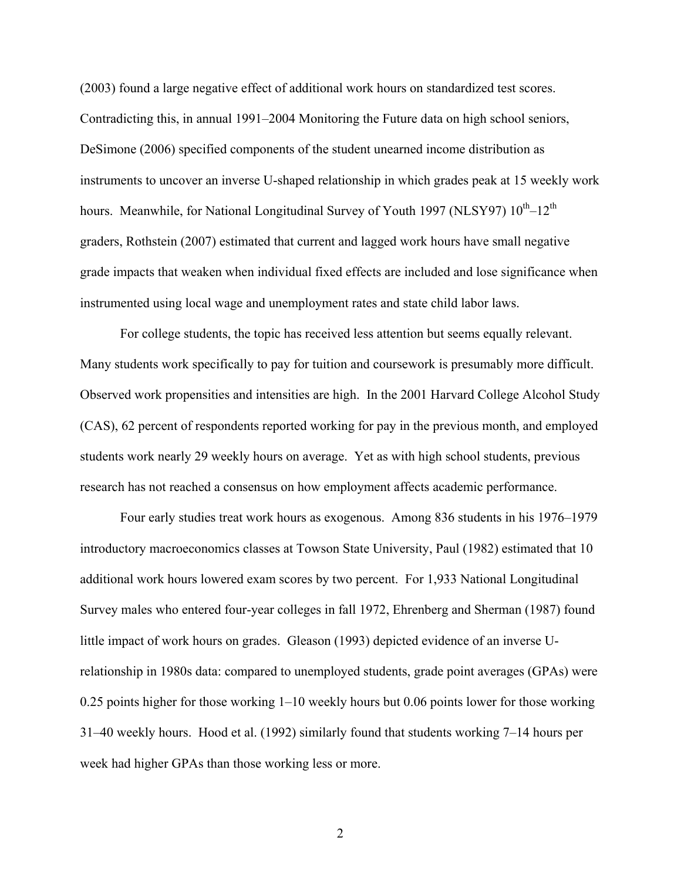(2003) found a large negative effect of additional work hours on standardized test scores. Contradicting this, in annual 1991–2004 Monitoring the Future data on high school seniors, DeSimone (2006) specified components of the student unearned income distribution as instruments to uncover an inverse U-shaped relationship in which grades peak at 15 weekly work hours. Meanwhile, for National Longitudinal Survey of Youth 1997 (NLSY97) 10th–12th graders, Rothstein (2007) estimated that current and lagged work hours have small negative grade impacts that weaken when individual fixed effects are included and lose significance when instrumented using local wage and unemployment rates and state child labor laws.

For college students, the topic has received less attention but seems equally relevant. Many students work specifically to pay for tuition and coursework is presumably more difficult. Observed work propensities and intensities are high. In the 2001 Harvard College Alcohol Study (CAS), 62 percent of respondents reported working for pay in the previous month, and employed students work nearly 29 weekly hours on average. Yet as with high school students, previous research has not reached a consensus on how employment affects academic performance.

Four early studies treat work hours as exogenous. Among 836 students in his 1976–1979 introductory macroeconomics classes at Towson State University, Paul (1982) estimated that 10 additional work hours lowered exam scores by two percent. For 1,933 National Longitudinal Survey males who entered four-year colleges in fall 1972, Ehrenberg and Sherman (1987) found little impact of work hours on grades. Gleason (1993) depicted evidence of an inverse U-relationship in 1980s data: compared to unemployed students, grade point averages (GPAs) were 0.25 points higher for those working 1–10 weekly hours but 0.06 points lower for those working 31–40 weekly hours. Hood et al. (1992) similarly found that students working 7–14 hours per week had higher GPAs than those working less or more.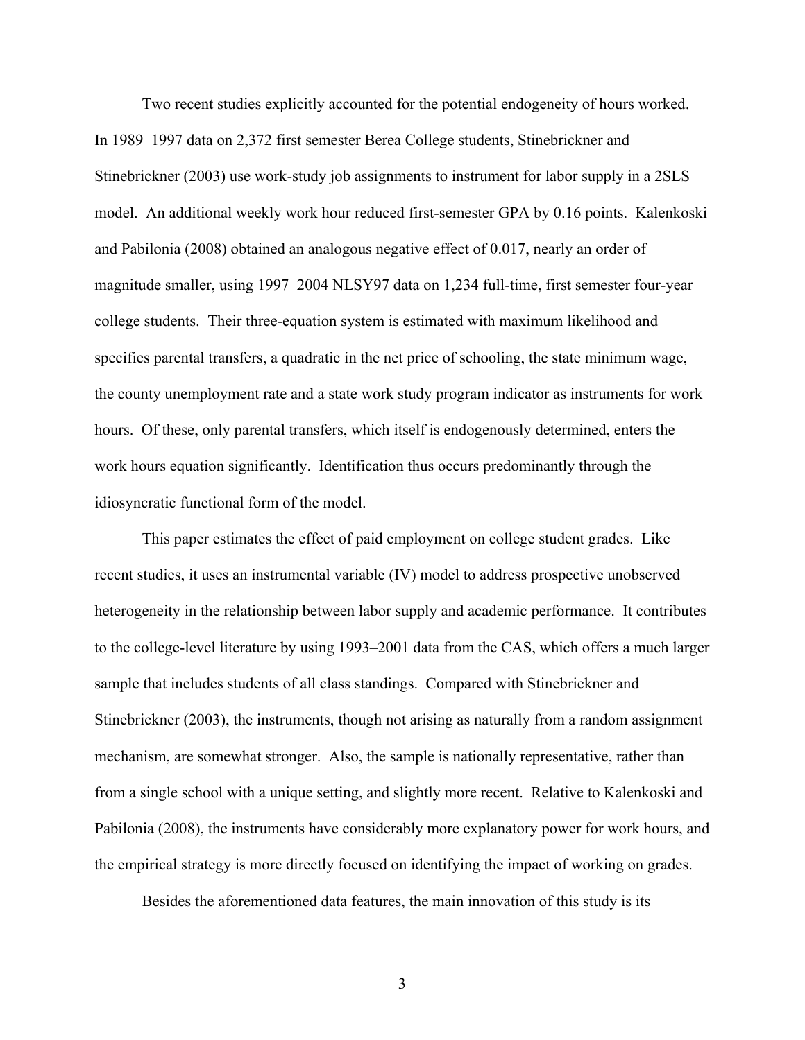Two recent studies explicitly accounted for the potential endogeneity of hours worked. In 1989–1997 data on 2,372 first semester Berea College students, Stinebrickner and Stinebrickner (2003) use work-study job assignments to instrument for labor supply in a 2SLS model. An additional weekly work hour reduced first-semester GPA by 0.16 points. Kalenkoski and Pabilonia (2008) obtained an analogous negative effect of 0.017, nearly an order of magnitude smaller, using 1997–2004 NLSY97 data on 1,234 full-time, first semester four-year college students. Their three-equation system is estimated with maximum likelihood and specifies parental transfers, a quadratic in the net price of schooling, the state minimum wage, the county unemployment rate and a state work study program indicator as instruments for work hours. Of these, only parental transfers, which itself is endogenously determined, enters the work hours equation significantly. Identification thus occurs predominantly through the idiosyncratic functional form of the model.

This paper estimates the effect of paid employment on college student grades. Like recent studies, it uses an instrumental variable (IV) model to address prospective unobserved heterogeneity in the relationship between labor supply and academic performance. It contributes to the college-level literature by using 1993–2001 data from the CAS, which offers a much larger sample that includes students of all class standings. Compared with Stinebrickner and Stinebrickner (2003), the instruments, though not arising as naturally from a random assignment mechanism, are somewhat stronger. Also, the sample is nationally representative, rather than from a single school with a unique setting, and slightly more recent. Relative to Kalenkoski and Pabilonia (2008), the instruments have considerably more explanatory power for work hours, and the empirical strategy is more directly focused on identifying the impact of working on grades.

Besides the aforementioned data features, the main innovation of this study is its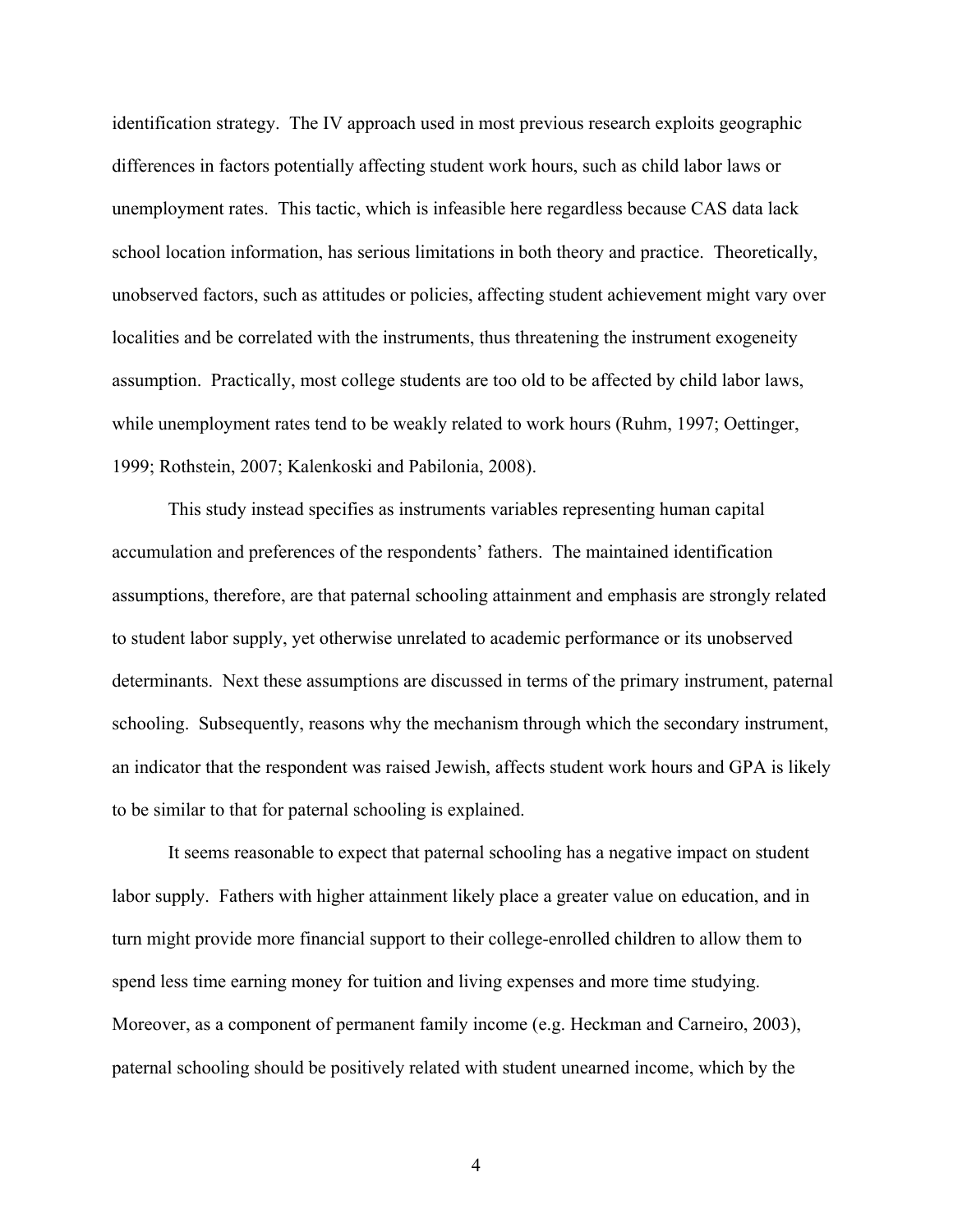identification strategy. The IV approach used in most previous research exploits geographic differences in factors potentially affecting student work hours, such as child labor laws or unemployment rates. This tactic, which is infeasible here regardless because CAS data lack school location information, has serious limitations in both theory and practice. Theoretically, unobserved factors, such as attitudes or policies, affecting student achievement might vary over localities and be correlated with the instruments, thus threatening the instrument exogeneity assumption. Practically, most college students are too old to be affected by child labor laws, while unemployment rates tend to be weakly related to work hours (Ruhm, 1997; Oettinger, 1999; Rothstein, 2007; Kalenkoski and Pabilonia, 2008).

This study instead specifies as instruments variables representing human capital accumulation and preferences of the respondents' fathers. The maintained identification assumptions, therefore, are that paternal schooling attainment and emphasis are strongly related to student labor supply, yet otherwise unrelated to academic performance or its unobserved determinants. Next these assumptions are discussed in terms of the primary instrument, paternal schooling. Subsequently, reasons why the mechanism through which the secondary instrument, an indicator that the respondent was raised Jewish, affects student work hours and GPA is likely to be similar to that for paternal schooling is explained.

It seems reasonable to expect that paternal schooling has a negative impact on student labor supply. Fathers with higher attainment likely place a greater value on education, and in turn might provide more financial support to their college-enrolled children to allow them to spend less time earning money for tuition and living expenses and more time studying. Moreover, as a component of permanent family income (e.g. Heckman and Carneiro, 2003), paternal schooling should be positively related with student unearned income, which by the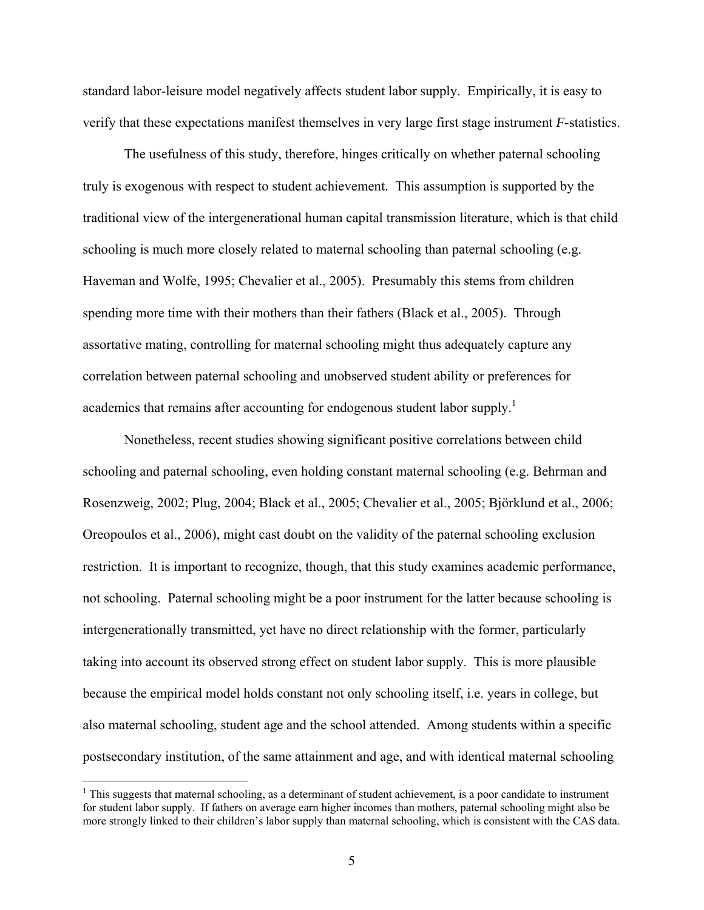standard labor-leisure model negatively affects student labor supply. Empirically, it is easy to verify that these expectations manifest themselves in very large first stage instrument *F*-statistics.

The usefulness of this study, therefore, hinges critically on whether paternal schooling truly is exogenous with respect to student achievement. This assumption is supported by the traditional view of the intergenerational human capital transmission literature, which is that child schooling is much more closely related to maternal schooling than paternal schooling (e.g. Haveman and Wolfe, 1995; Chevalier et al., 2005). Presumably this stems from children spending more time with their mothers than their fathers (Black et al., 2005). Through assortative mating, controlling for maternal schooling might thus adequately capture any correlation between paternal schooling and unobserved student ability or preferences for academics that remains after accounting for endogenous student labor supply.[1]

Nonetheless, recent studies showing significant positive correlations between child schooling and paternal schooling, even holding constant maternal schooling (e.g. Behrman and Rosenzweig, 2002; Plug, 2004; Black et al., 2005; Chevalier et al., 2005; Björklund et al., 2006; Oreopoulos et al., 2006), might cast doubt on the validity of the paternal schooling exclusion restriction. It is important to recognize, though, that this study examines academic performance, not schooling. Paternal schooling might be a poor instrument for the latter because schooling is intergenerationally transmitted, yet have no direct relationship with the former, particularly taking into account its observed strong effect on student labor supply. This is more plausible because the empirical model holds constant not only schooling itself, i.e. years in college, but also maternal schooling, student age and the school attended. Among students within a specific postsecondary institution, of the same attainment and age, and with identical maternal schooling

[1] This suggests that maternal schooling, as a determinant of student achievement, is a poor candidate to instrument for student labor supply. If fathers on average earn higher incomes than mothers, paternal schooling might also be more strongly linked to their children's labor supply than maternal schooling, which is consistent with the CAS data.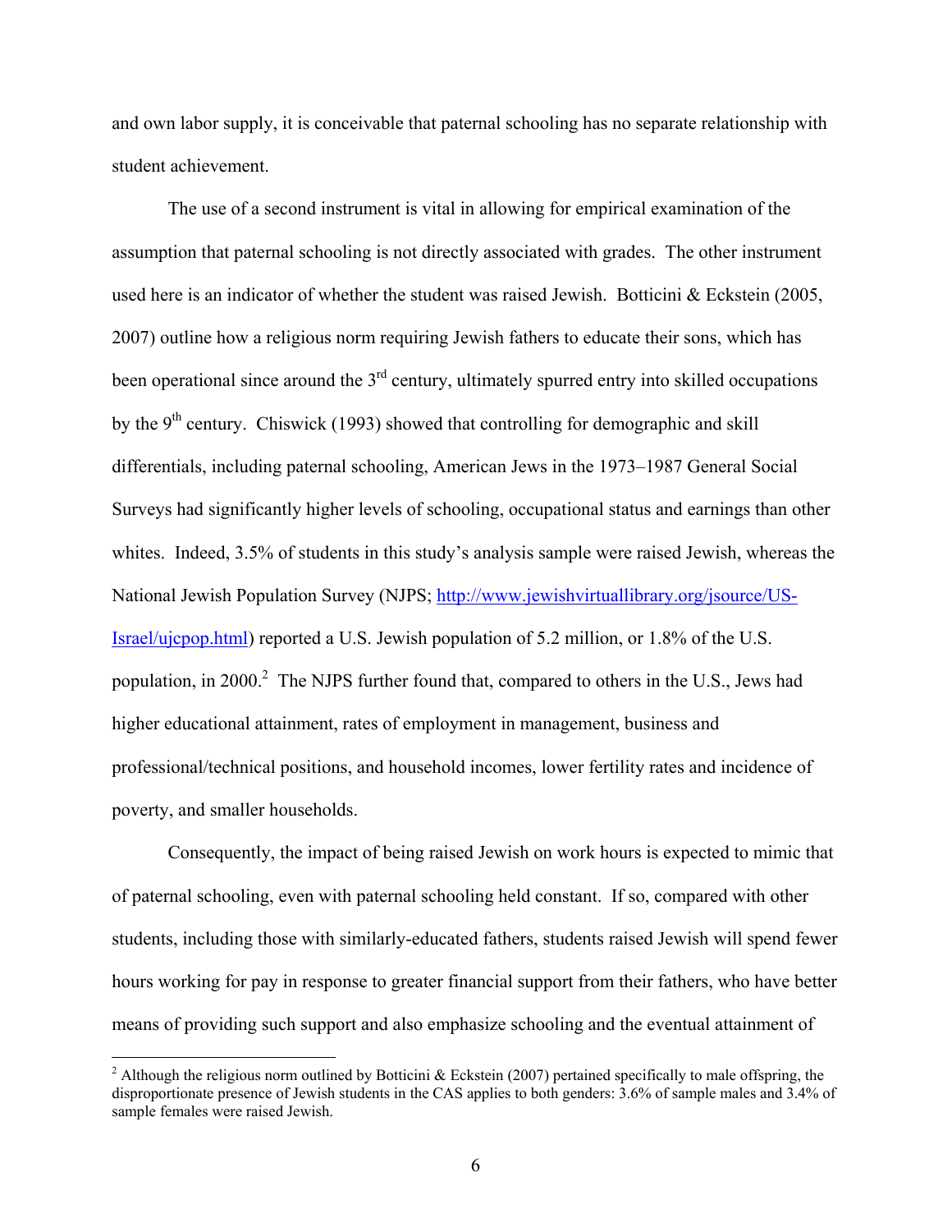and own labor supply, it is conceivable that paternal schooling has no separate relationship with student achievement.

The use of a second instrument is vital in allowing for empirical examination of the assumption that paternal schooling is not directly associated with grades. The other instrument used here is an indicator of whether the student was raised Jewish. Botticini & Eckstein (2005, 2007) outline how a religious norm requiring Jewish fathers to educate their sons, which has been operational since around the 3rd century, ultimately spurred entry into skilled occupations by the 9th century. Chiswick (1993) showed that controlling for demographic and skill differentials, including paternal schooling, American Jews in the 1973–1987 General Social Surveys had significantly higher levels of schooling, occupational status and earnings than other whites. Indeed, 3.5% of students in this study's analysis sample were raised Jewish, whereas the National Jewish Population Survey (NJPS; [http://www.jewishvirtuallibrary.org/jsource/US-Israel/ujcpop.html](http://www.jewishvirtuallibrary.org/jsource/US-Israel/ujcpop.html)) reported a U.S. Jewish population of 5.2 million, or 1.8% of the U.S. population, in 2000.[2] The NJPS further found that, compared to others in the U.S., Jews had higher educational attainment, rates of employment in management, business and professional/technical positions, and household incomes, lower fertility rates and incidence of poverty, and smaller households.

Consequently, the impact of being raised Jewish on work hours is expected to mimic that of paternal schooling, even with paternal schooling held constant. If so, compared with other students, including those with similarly-educated fathers, students raised Jewish will spend fewer hours working for pay in response to greater financial support from their fathers, who have better means of providing such support and also emphasize schooling and the eventual attainment of

[2] Although the religious norm outlined by Botticini & Eckstein (2007) pertained specifically to male offspring, the disproportionate presence of Jewish students in the CAS applies to both genders: 3.6% of sample males and 3.4% of sample females were raised Jewish.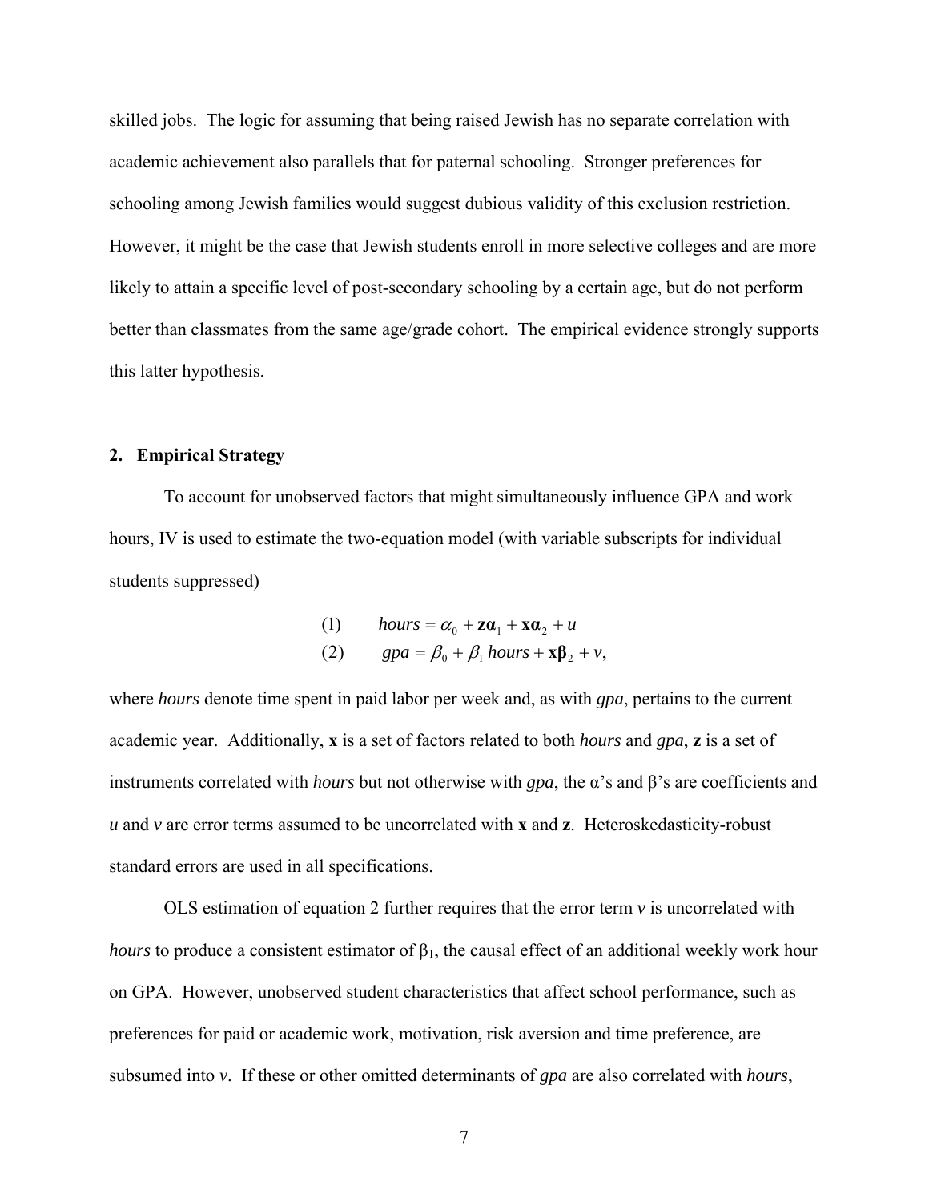skilled jobs. The logic for assuming that being raised Jewish has no separate correlation with academic achievement also parallels that for paternal schooling. Stronger preferences for schooling among Jewish families would suggest dubious validity of this exclusion restriction. However, it might be the case that Jewish students enroll in more selective colleges and are more likely to attain a specific level of post-secondary schooling by a certain age, but do not perform better than classmates from the same age/grade cohort. The empirical evidence strongly supports this latter hypothesis.

## 2. Empirical Strategy

To account for unobserved factors that might simultaneously influence GPA and work hours, IV is used to estimate the two-equation model (with variable subscripts for individual students suppressed)

$$(1) \qquad hours = \alpha_0 + \mathbf{z}\boldsymbol{\alpha}_1 + \mathbf{x}\boldsymbol{\alpha}_2 + u$$

$$(2) \qquad gpa = \beta_0 + \beta_1\, hours + \mathbf{x}\boldsymbol{\beta}_2 + v,$$

where *hours* denote time spent in paid labor per week and, as with *gpa*, pertains to the current academic year. Additionally, $\mathbf{x}$ is a set of factors related to both *hours* and *gpa*, $\mathbf{z}$ is a set of instruments correlated with *hours* but not otherwise with *gpa*, the α's and β's are coefficients and $u$ and $v$ are error terms assumed to be uncorrelated with $\mathbf{x}$ and $\mathbf{z}$. Heteroskedasticity-robust standard errors are used in all specifications.

OLS estimation of equation 2 further requires that the error term $v$ is uncorrelated with *hours* to produce a consistent estimator of $\beta_1$, the causal effect of an additional weekly work hour on GPA. However, unobserved student characteristics that affect school performance, such as preferences for paid or academic work, motivation, risk aversion and time preference, are subsumed into $v$. If these or other omitted determinants of *gpa* are also correlated with *hours*,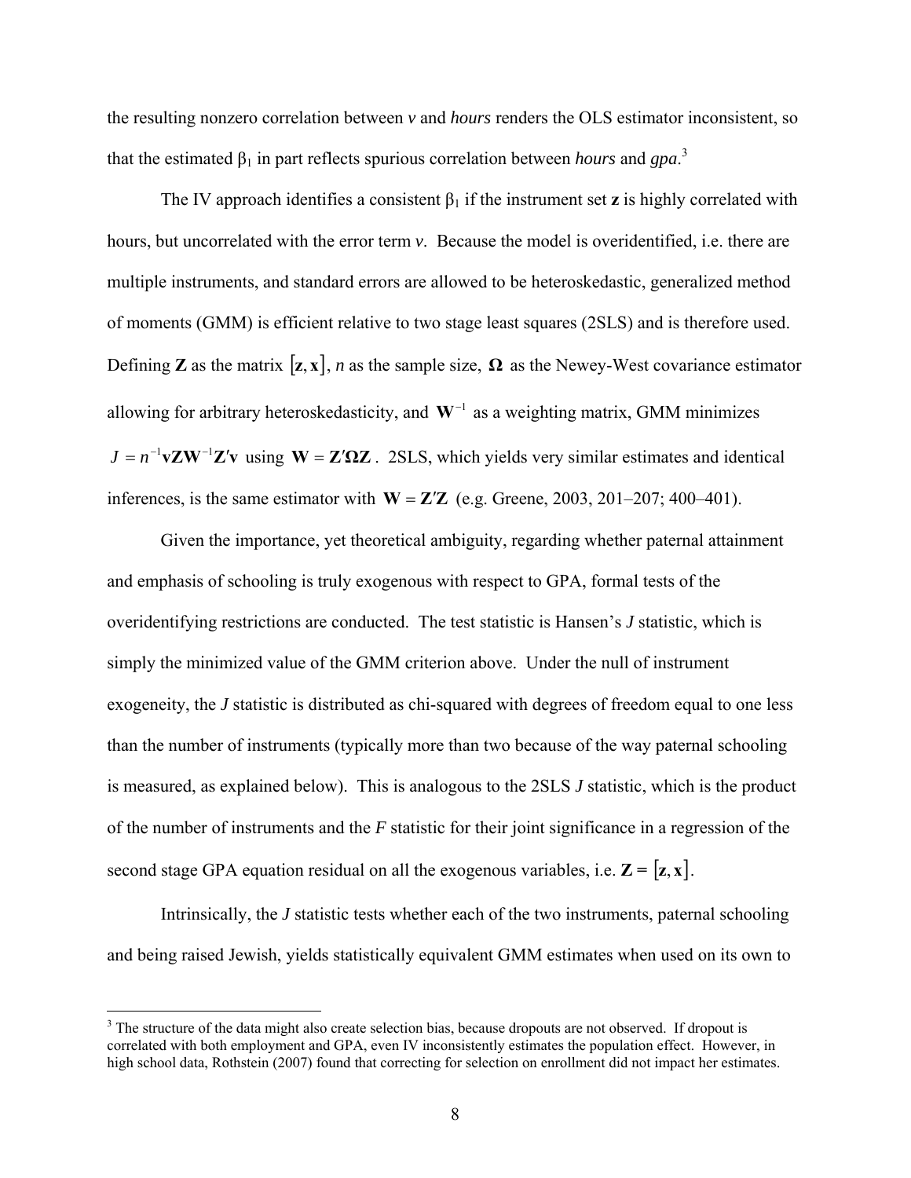the resulting nonzero correlation between *v* and *hours* renders the OLS estimator inconsistent, so that the estimated $\beta_1$ in part reflects spurious correlation between *hours* and *gpa*.[3]

The IV approach identifies a consistent $\beta_1$ if the instrument set **z** is highly correlated with hours, but uncorrelated with the error term *v*. Because the model is overidentified, i.e. there are multiple instruments, and standard errors are allowed to be heteroskedastic, generalized method of moments (GMM) is efficient relative to two stage least squares (2SLS) and is therefore used. Defining **Z** as the matrix $[\mathbf{z}, \mathbf{x}]$, *n* as the sample size, $\mathbf{\Omega}$ as the Newey-West covariance estimator allowing for arbitrary heteroskedasticity, and $\mathbf{W}^{-1}$ as a weighting matrix, GMM minimizes $J = n^{-1}\mathbf{vZW}^{-1}\mathbf{Z'v}$ using $\mathbf{W} = \mathbf{Z'\Omega Z}$. 2SLS, which yields very similar estimates and identical inferences, is the same estimator with $\mathbf{W} = \mathbf{Z'Z}$ (e.g. Greene, 2003, 201–207; 400–401).

Given the importance, yet theoretical ambiguity, regarding whether paternal attainment and emphasis of schooling is truly exogenous with respect to GPA, formal tests of the overidentifying restrictions are conducted. The test statistic is Hansen's *J* statistic, which is simply the minimized value of the GMM criterion above. Under the null of instrument exogeneity, the *J* statistic is distributed as chi-squared with degrees of freedom equal to one less than the number of instruments (typically more than two because of the way paternal schooling is measured, as explained below). This is analogous to the 2SLS *J* statistic, which is the product of the number of instruments and the *F* statistic for their joint significance in a regression of the second stage GPA equation residual on all the exogenous variables, i.e. $\mathbf{Z} = [\mathbf{z}, \mathbf{x}]$.

Intrinsically, the *J* statistic tests whether each of the two instruments, paternal schooling and being raised Jewish, yields statistically equivalent GMM estimates when used on its own to

[3] The structure of the data might also create selection bias, because dropouts are not observed. If dropout is correlated with both employment and GPA, even IV inconsistently estimates the population effect. However, in high school data, Rothstein (2007) found that correcting for selection on enrollment did not impact her estimates.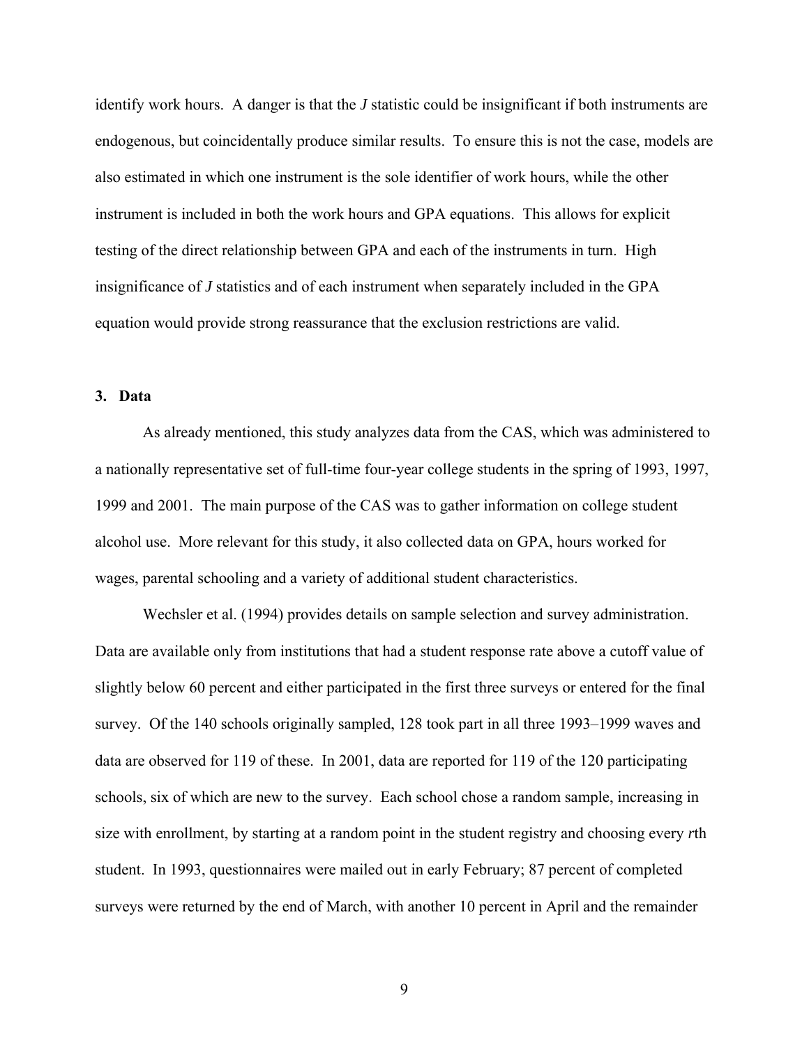identify work hours. A danger is that the *J* statistic could be insignificant if both instruments are endogenous, but coincidentally produce similar results. To ensure this is not the case, models are also estimated in which one instrument is the sole identifier of work hours, while the other instrument is included in both the work hours and GPA equations. This allows for explicit testing of the direct relationship between GPA and each of the instruments in turn. High insignificance of *J* statistics and of each instrument when separately included in the GPA equation would provide strong reassurance that the exclusion restrictions are valid.

## 3. Data

As already mentioned, this study analyzes data from the CAS, which was administered to a nationally representative set of full-time four-year college students in the spring of 1993, 1997, 1999 and 2001. The main purpose of the CAS was to gather information on college student alcohol use. More relevant for this study, it also collected data on GPA, hours worked for wages, parental schooling and a variety of additional student characteristics.

Wechsler et al. (1994) provides details on sample selection and survey administration. Data are available only from institutions that had a student response rate above a cutoff value of slightly below 60 percent and either participated in the first three surveys or entered for the final survey. Of the 140 schools originally sampled, 128 took part in all three 1993–1999 waves and data are observed for 119 of these. In 2001, data are reported for 119 of the 120 participating schools, six of which are new to the survey. Each school chose a random sample, increasing in size with enrollment, by starting at a random point in the student registry and choosing every *r*th student. In 1993, questionnaires were mailed out in early February; 87 percent of completed surveys were returned by the end of March, with another 10 percent in April and the remainder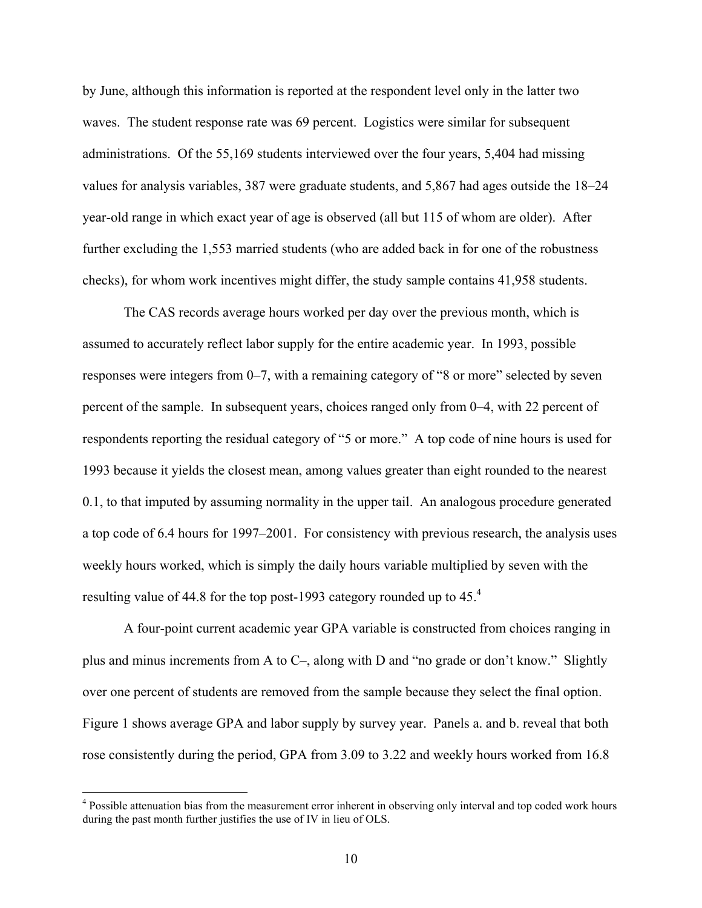by June, although this information is reported at the respondent level only in the latter two waves. The student response rate was 69 percent. Logistics were similar for subsequent administrations. Of the 55,169 students interviewed over the four years, 5,404 had missing values for analysis variables, 387 were graduate students, and 5,867 had ages outside the 18–24 year-old range in which exact year of age is observed (all but 115 of whom are older). After further excluding the 1,553 married students (who are added back in for one of the robustness checks), for whom work incentives might differ, the study sample contains 41,958 students.

The CAS records average hours worked per day over the previous month, which is assumed to accurately reflect labor supply for the entire academic year. In 1993, possible responses were integers from 0–7, with a remaining category of "8 or more" selected by seven percent of the sample. In subsequent years, choices ranged only from 0–4, with 22 percent of respondents reporting the residual category of "5 or more." A top code of nine hours is used for 1993 because it yields the closest mean, among values greater than eight rounded to the nearest 0.1, to that imputed by assuming normality in the upper tail. An analogous procedure generated a top code of 6.4 hours for 1997–2001. For consistency with previous research, the analysis uses weekly hours worked, which is simply the daily hours variable multiplied by seven with the resulting value of 44.8 for the top post-1993 category rounded up to 45.[4]

A four-point current academic year GPA variable is constructed from choices ranging in plus and minus increments from A to C–, along with D and "no grade or don't know." Slightly over one percent of students are removed from the sample because they select the final option. Figure 1 shows average GPA and labor supply by survey year. Panels a. and b. reveal that both rose consistently during the period, GPA from 3.09 to 3.22 and weekly hours worked from 16.8

[4] Possible attenuation bias from the measurement error inherent in observing only interval and top coded work hours during the past month further justifies the use of IV in lieu of OLS.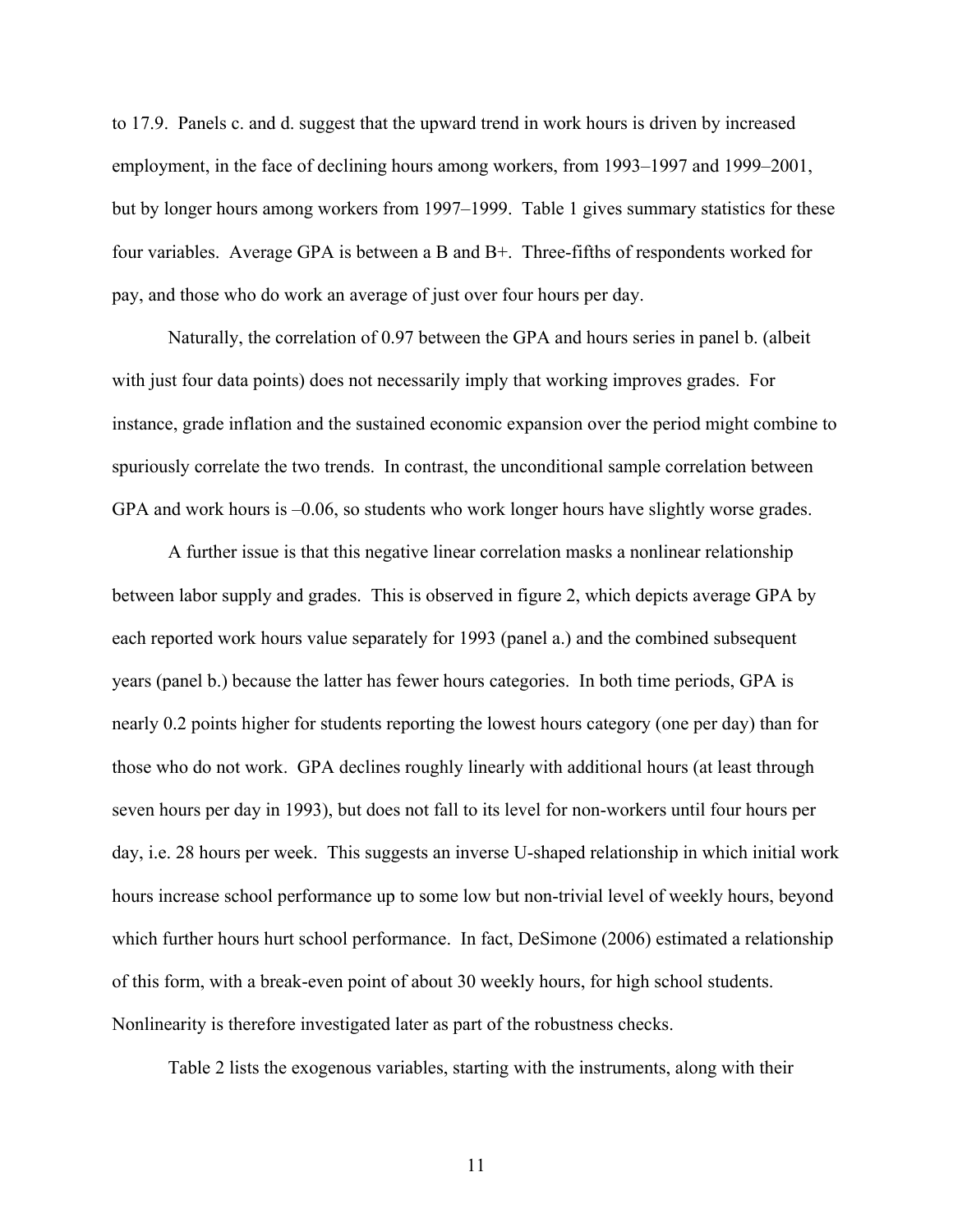to 17.9. Panels c. and d. suggest that the upward trend in work hours is driven by increased employment, in the face of declining hours among workers, from 1993–1997 and 1999–2001, but by longer hours among workers from 1997–1999. Table 1 gives summary statistics for these four variables. Average GPA is between a B and B+. Three-fifths of respondents worked for pay, and those who do work an average of just over four hours per day.

Naturally, the correlation of 0.97 between the GPA and hours series in panel b. (albeit with just four data points) does not necessarily imply that working improves grades. For instance, grade inflation and the sustained economic expansion over the period might combine to spuriously correlate the two trends. In contrast, the unconditional sample correlation between GPA and work hours is –0.06, so students who work longer hours have slightly worse grades.

A further issue is that this negative linear correlation masks a nonlinear relationship between labor supply and grades. This is observed in figure 2, which depicts average GPA by each reported work hours value separately for 1993 (panel a.) and the combined subsequent years (panel b.) because the latter has fewer hours categories. In both time periods, GPA is nearly 0.2 points higher for students reporting the lowest hours category (one per day) than for those who do not work. GPA declines roughly linearly with additional hours (at least through seven hours per day in 1993), but does not fall to its level for non-workers until four hours per day, i.e. 28 hours per week. This suggests an inverse U-shaped relationship in which initial work hours increase school performance up to some low but non-trivial level of weekly hours, beyond which further hours hurt school performance. In fact, DeSimone (2006) estimated a relationship of this form, with a break-even point of about 30 weekly hours, for high school students. Nonlinearity is therefore investigated later as part of the robustness checks.

Table 2 lists the exogenous variables, starting with the instruments, along with their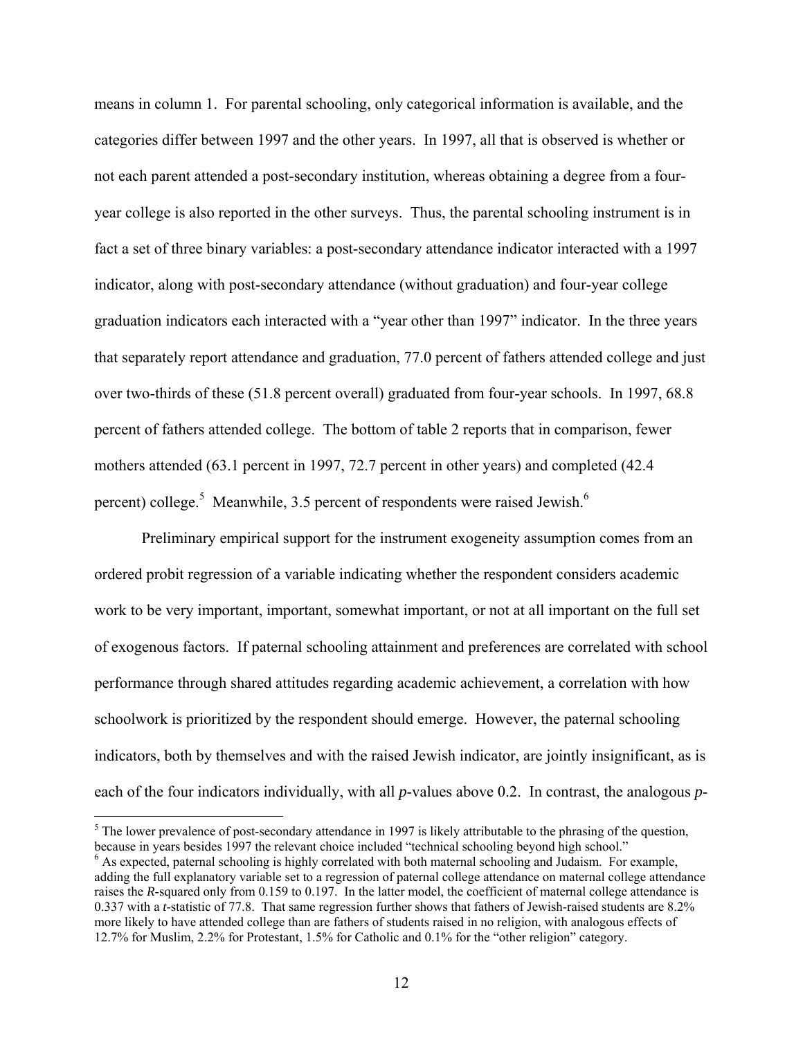means in column 1. For parental schooling, only categorical information is available, and the categories differ between 1997 and the other years. In 1997, all that is observed is whether or not each parent attended a post-secondary institution, whereas obtaining a degree from a four-year college is also reported in the other surveys. Thus, the parental schooling instrument is in fact a set of three binary variables: a post-secondary attendance indicator interacted with a 1997 indicator, along with post-secondary attendance (without graduation) and four-year college graduation indicators each interacted with a "year other than 1997" indicator. In the three years that separately report attendance and graduation, 77.0 percent of fathers attended college and just over two-thirds of these (51.8 percent overall) graduated from four-year schools. In 1997, 68.8 percent of fathers attended college. The bottom of table 2 reports that in comparison, fewer mothers attended (63.1 percent in 1997, 72.7 percent in other years) and completed (42.4 percent) college.[5] Meanwhile, 3.5 percent of respondents were raised Jewish.[6]

Preliminary empirical support for the instrument exogeneity assumption comes from an ordered probit regression of a variable indicating whether the respondent considers academic work to be very important, important, somewhat important, or not at all important on the full set of exogenous factors. If paternal schooling attainment and preferences are correlated with school performance through shared attitudes regarding academic achievement, a correlation with how schoolwork is prioritized by the respondent should emerge. However, the paternal schooling indicators, both by themselves and with the raised Jewish indicator, are jointly insignificant, as is each of the four indicators individually, with all *p*-values above 0.2. In contrast, the analogous *p*-

---

[5] The lower prevalence of post-secondary attendance in 1997 is likely attributable to the phrasing of the question, because in years besides 1997 the relevant choice included "technical schooling beyond high school."

[6] As expected, paternal schooling is highly correlated with both maternal schooling and Judaism. For example, adding the full explanatory variable set to a regression of paternal college attendance on maternal college attendance raises the *R*-squared only from 0.159 to 0.197. In the latter model, the coefficient of maternal college attendance is 0.337 with a *t*-statistic of 77.8. That same regression further shows that fathers of Jewish-raised students are 8.2% more likely to have attended college than are fathers of students raised in no religion, with analogous effects of 12.7% for Muslim, 2.2% for Protestant, 1.5% for Catholic and 0.1% for the "other religion" category.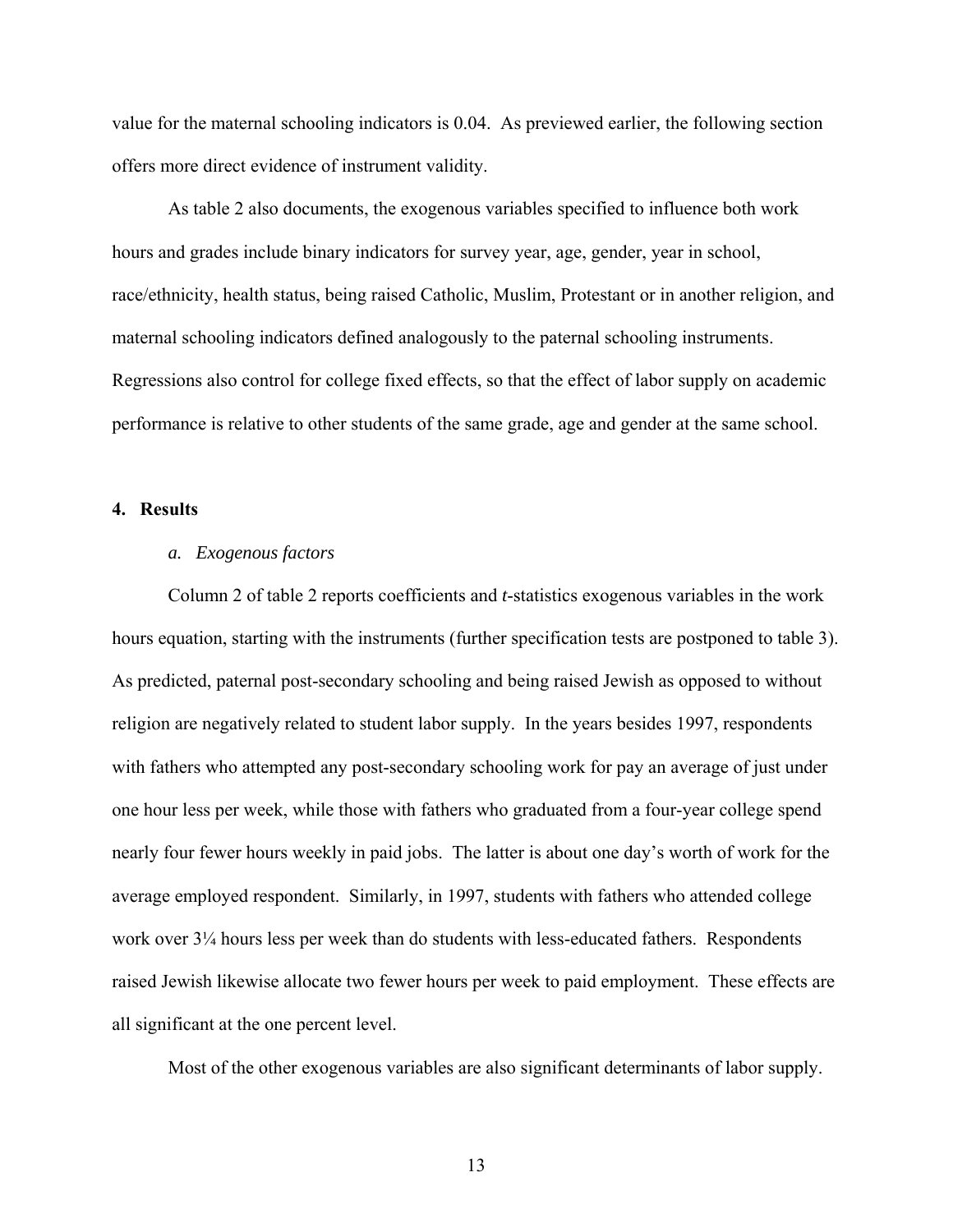value for the maternal schooling indicators is 0.04. As previewed earlier, the following section offers more direct evidence of instrument validity.

As table 2 also documents, the exogenous variables specified to influence both work hours and grades include binary indicators for survey year, age, gender, year in school, race/ethnicity, health status, being raised Catholic, Muslim, Protestant or in another religion, and maternal schooling indicators defined analogously to the paternal schooling instruments. Regressions also control for college fixed effects, so that the effect of labor supply on academic performance is relative to other students of the same grade, age and gender at the same school.

## 4. Results

### *a. Exogenous factors*

Column 2 of table 2 reports coefficients and *t*-statistics exogenous variables in the work hours equation, starting with the instruments (further specification tests are postponed to table 3). As predicted, paternal post-secondary schooling and being raised Jewish as opposed to without religion are negatively related to student labor supply. In the years besides 1997, respondents with fathers who attempted any post-secondary schooling work for pay an average of just under one hour less per week, while those with fathers who graduated from a four-year college spend nearly four fewer hours weekly in paid jobs. The latter is about one day's worth of work for the average employed respondent. Similarly, in 1997, students with fathers who attended college work over 3¼ hours less per week than do students with less-educated fathers. Respondents raised Jewish likewise allocate two fewer hours per week to paid employment. These effects are all significant at the one percent level.

Most of the other exogenous variables are also significant determinants of labor supply.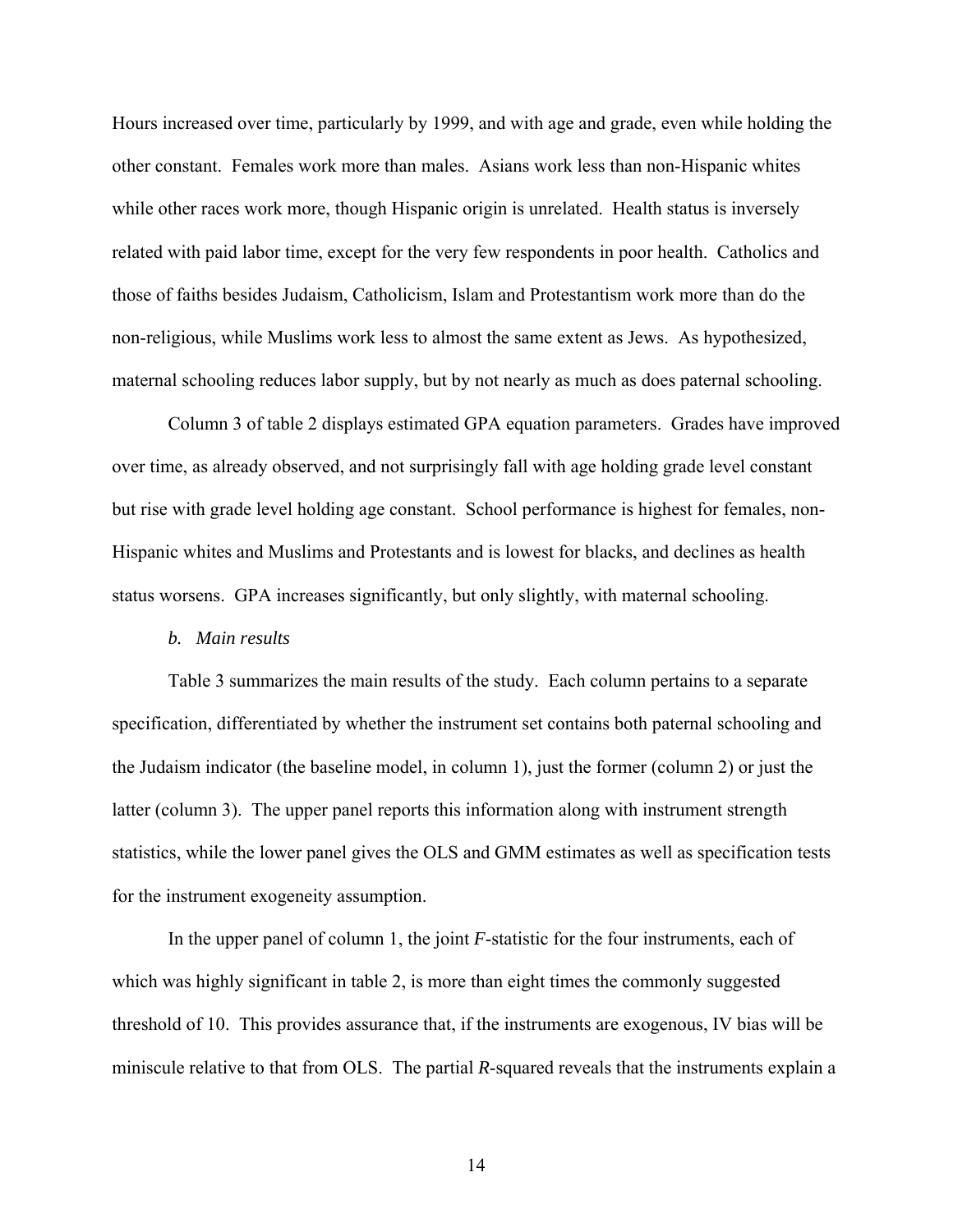Hours increased over time, particularly by 1999, and with age and grade, even while holding the other constant. Females work more than males. Asians work less than non-Hispanic whites while other races work more, though Hispanic origin is unrelated. Health status is inversely related with paid labor time, except for the very few respondents in poor health. Catholics and those of faiths besides Judaism, Catholicism, Islam and Protestantism work more than do the non-religious, while Muslims work less to almost the same extent as Jews. As hypothesized, maternal schooling reduces labor supply, but by not nearly as much as does paternal schooling.

Column 3 of table 2 displays estimated GPA equation parameters. Grades have improved over time, as already observed, and not surprisingly fall with age holding grade level constant but rise with grade level holding age constant. School performance is highest for females, non-Hispanic whites and Muslims and Protestants and is lowest for blacks, and declines as health status worsens. GPA increases significantly, but only slightly, with maternal schooling.

*b. Main results*

Table 3 summarizes the main results of the study. Each column pertains to a separate specification, differentiated by whether the instrument set contains both paternal schooling and the Judaism indicator (the baseline model, in column 1), just the former (column 2) or just the latter (column 3). The upper panel reports this information along with instrument strength statistics, while the lower panel gives the OLS and GMM estimates as well as specification tests for the instrument exogeneity assumption.

In the upper panel of column 1, the joint *F*-statistic for the four instruments, each of which was highly significant in table 2, is more than eight times the commonly suggested threshold of 10. This provides assurance that, if the instruments are exogenous, IV bias will be miniscule relative to that from OLS. The partial *R*-squared reveals that the instruments explain a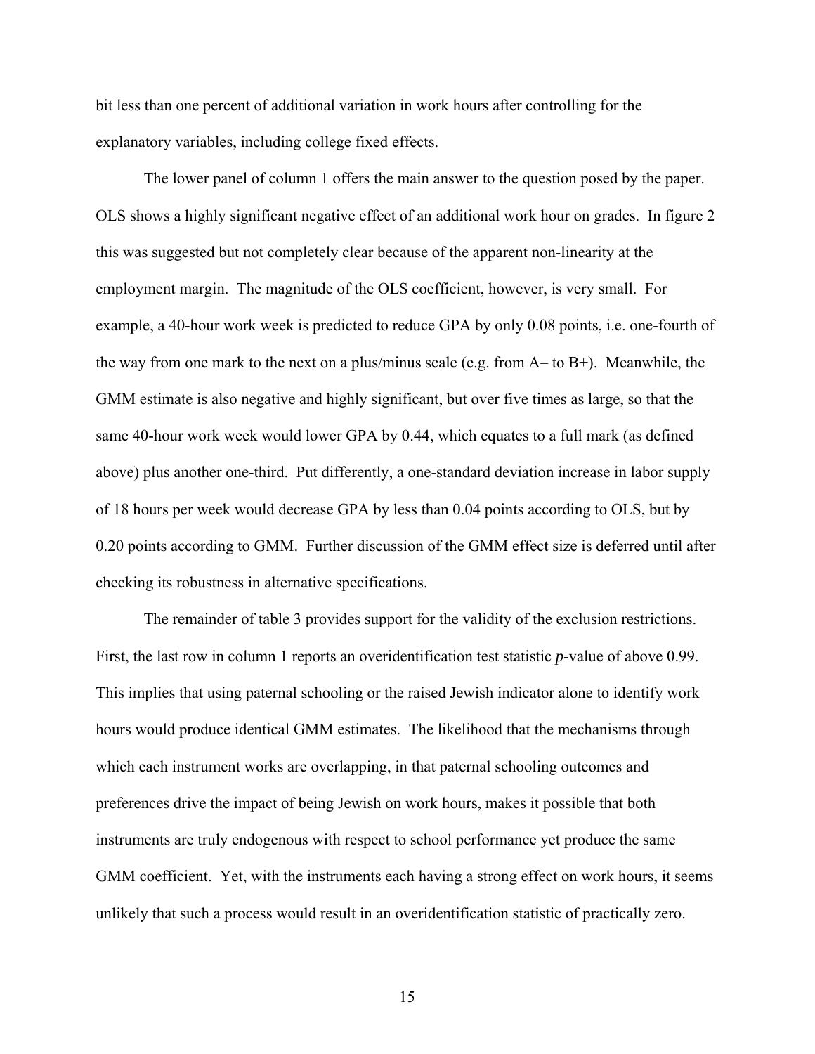bit less than one percent of additional variation in work hours after controlling for the explanatory variables, including college fixed effects.

The lower panel of column 1 offers the main answer to the question posed by the paper. OLS shows a highly significant negative effect of an additional work hour on grades. In figure 2 this was suggested but not completely clear because of the apparent non-linearity at the employment margin. The magnitude of the OLS coefficient, however, is very small. For example, a 40-hour work week is predicted to reduce GPA by only 0.08 points, i.e. one-fourth of the way from one mark to the next on a plus/minus scale (e.g. from A– to B+). Meanwhile, the GMM estimate is also negative and highly significant, but over five times as large, so that the same 40-hour work week would lower GPA by 0.44, which equates to a full mark (as defined above) plus another one-third. Put differently, a one-standard deviation increase in labor supply of 18 hours per week would decrease GPA by less than 0.04 points according to OLS, but by 0.20 points according to GMM. Further discussion of the GMM effect size is deferred until after checking its robustness in alternative specifications.

The remainder of table 3 provides support for the validity of the exclusion restrictions. First, the last row in column 1 reports an overidentification test statistic *p*-value of above 0.99. This implies that using paternal schooling or the raised Jewish indicator alone to identify work hours would produce identical GMM estimates. The likelihood that the mechanisms through which each instrument works are overlapping, in that paternal schooling outcomes and preferences drive the impact of being Jewish on work hours, makes it possible that both instruments are truly endogenous with respect to school performance yet produce the same GMM coefficient. Yet, with the instruments each having a strong effect on work hours, it seems unlikely that such a process would result in an overidentification statistic of practically zero.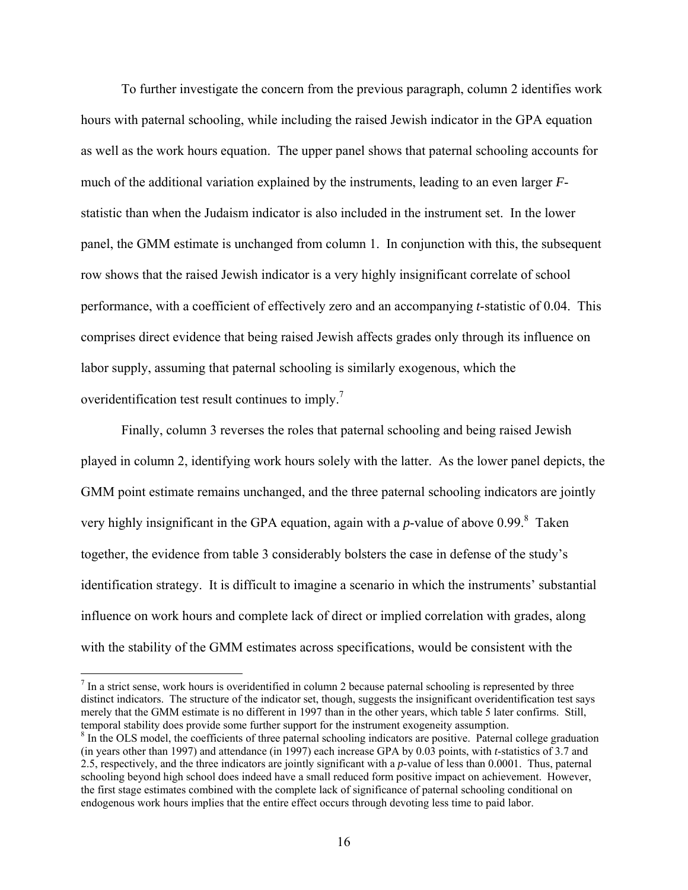To further investigate the concern from the previous paragraph, column 2 identifies work hours with paternal schooling, while including the raised Jewish indicator in the GPA equation as well as the work hours equation. The upper panel shows that paternal schooling accounts for much of the additional variation explained by the instruments, leading to an even larger *F*-statistic than when the Judaism indicator is also included in the instrument set. In the lower panel, the GMM estimate is unchanged from column 1. In conjunction with this, the subsequent row shows that the raised Jewish indicator is a very highly insignificant correlate of school performance, with a coefficient of effectively zero and an accompanying *t*-statistic of 0.04. This comprises direct evidence that being raised Jewish affects grades only through its influence on labor supply, assuming that paternal schooling is similarly exogenous, which the overidentification test result continues to imply.[7]

Finally, column 3 reverses the roles that paternal schooling and being raised Jewish played in column 2, identifying work hours solely with the latter. As the lower panel depicts, the GMM point estimate remains unchanged, and the three paternal schooling indicators are jointly very highly insignificant in the GPA equation, again with a *p*-value of above 0.99.[8] Taken together, the evidence from table 3 considerably bolsters the case in defense of the study's identification strategy. It is difficult to imagine a scenario in which the instruments' substantial influence on work hours and complete lack of direct or implied correlation with grades, along with the stability of the GMM estimates across specifications, would be consistent with the

---

[7] In a strict sense, work hours is overidentified in column 2 because paternal schooling is represented by three distinct indicators. The structure of the indicator set, though, suggests the insignificant overidentification test says merely that the GMM estimate is no different in 1997 than in the other years, which table 5 later confirms. Still, temporal stability does provide some further support for the instrument exogeneity assumption.

[8] In the OLS model, the coefficients of three paternal schooling indicators are positive. Paternal college graduation (in years other than 1997) and attendance (in 1997) each increase GPA by 0.03 points, with *t*-statistics of 3.7 and 2.5, respectively, and the three indicators are jointly significant with a *p*-value of less than 0.0001. Thus, paternal schooling beyond high school does indeed have a small reduced form positive impact on achievement. However, the first stage estimates combined with the complete lack of significance of paternal schooling conditional on endogenous work hours implies that the entire effect occurs through devoting less time to paid labor.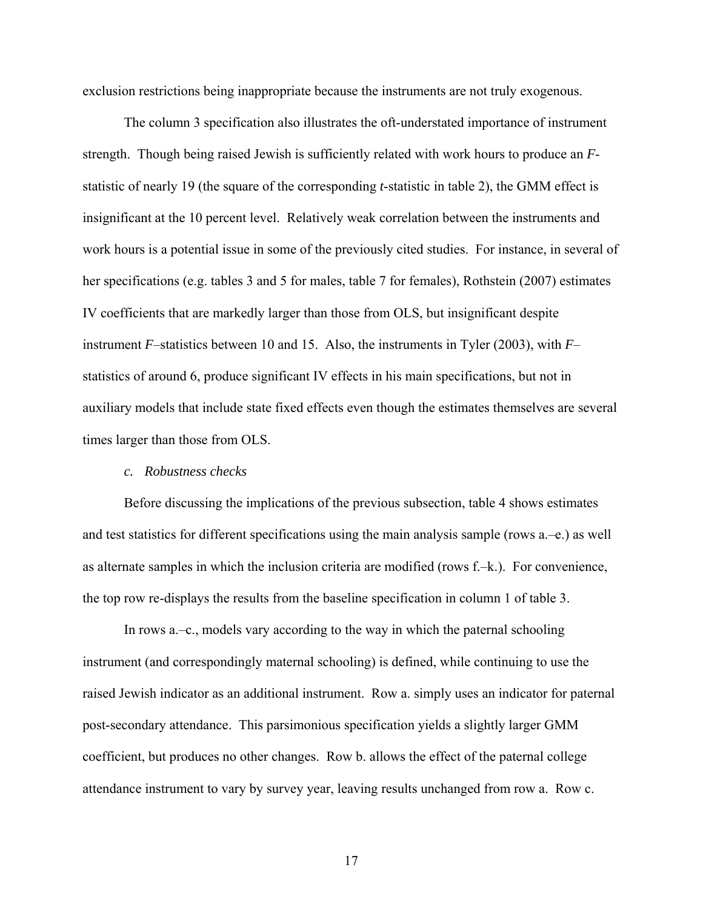exclusion restrictions being inappropriate because the instruments are not truly exogenous.

The column 3 specification also illustrates the oft-understated importance of instrument strength. Though being raised Jewish is sufficiently related with work hours to produce an *F*-statistic of nearly 19 (the square of the corresponding *t*-statistic in table 2), the GMM effect is insignificant at the 10 percent level. Relatively weak correlation between the instruments and work hours is a potential issue in some of the previously cited studies. For instance, in several of her specifications (e.g. tables 3 and 5 for males, table 7 for females), Rothstein (2007) estimates IV coefficients that are markedly larger than those from OLS, but insignificant despite instrument *F*–statistics between 10 and 15. Also, the instruments in Tyler (2003), with *F*–statistics of around 6, produce significant IV effects in his main specifications, but not in auxiliary models that include state fixed effects even though the estimates themselves are several times larger than those from OLS.

*c. Robustness checks*

Before discussing the implications of the previous subsection, table 4 shows estimates and test statistics for different specifications using the main analysis sample (rows a.–e.) as well as alternate samples in which the inclusion criteria are modified (rows f.–k.). For convenience, the top row re-displays the results from the baseline specification in column 1 of table 3.

In rows a.–c., models vary according to the way in which the paternal schooling instrument (and correspondingly maternal schooling) is defined, while continuing to use the raised Jewish indicator as an additional instrument. Row a. simply uses an indicator for paternal post-secondary attendance. This parsimonious specification yields a slightly larger GMM coefficient, but produces no other changes. Row b. allows the effect of the paternal college attendance instrument to vary by survey year, leaving results unchanged from row a. Row c.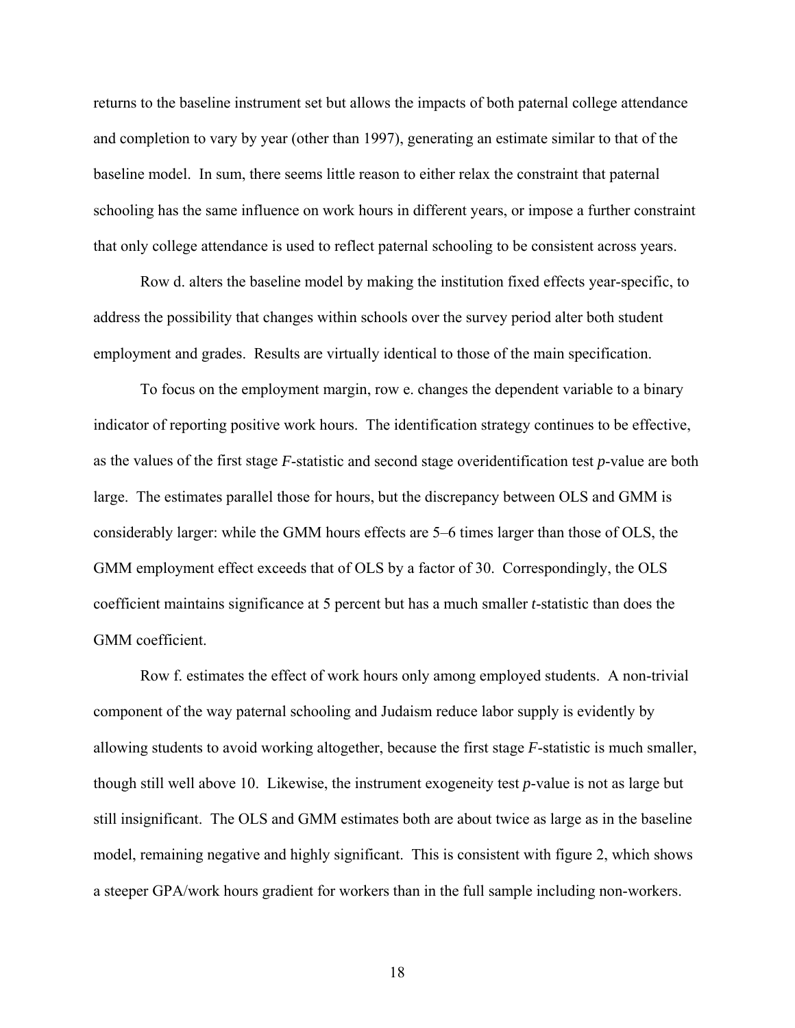returns to the baseline instrument set but allows the impacts of both paternal college attendance and completion to vary by year (other than 1997), generating an estimate similar to that of the baseline model. In sum, there seems little reason to either relax the constraint that paternal schooling has the same influence on work hours in different years, or impose a further constraint that only college attendance is used to reflect paternal schooling to be consistent across years.

Row d. alters the baseline model by making the institution fixed effects year-specific, to address the possibility that changes within schools over the survey period alter both student employment and grades. Results are virtually identical to those of the main specification.

To focus on the employment margin, row e. changes the dependent variable to a binary indicator of reporting positive work hours. The identification strategy continues to be effective, as the values of the first stage *F*-statistic and second stage overidentification test *p*-value are both large. The estimates parallel those for hours, but the discrepancy between OLS and GMM is considerably larger: while the GMM hours effects are 5–6 times larger than those of OLS, the GMM employment effect exceeds that of OLS by a factor of 30. Correspondingly, the OLS coefficient maintains significance at 5 percent but has a much smaller *t*-statistic than does the GMM coefficient.

Row f. estimates the effect of work hours only among employed students. A non-trivial component of the way paternal schooling and Judaism reduce labor supply is evidently by allowing students to avoid working altogether, because the first stage *F*-statistic is much smaller, though still well above 10. Likewise, the instrument exogeneity test *p*-value is not as large but still insignificant. The OLS and GMM estimates both are about twice as large as in the baseline model, remaining negative and highly significant. This is consistent with figure 2, which shows a steeper GPA/work hours gradient for workers than in the full sample including non-workers.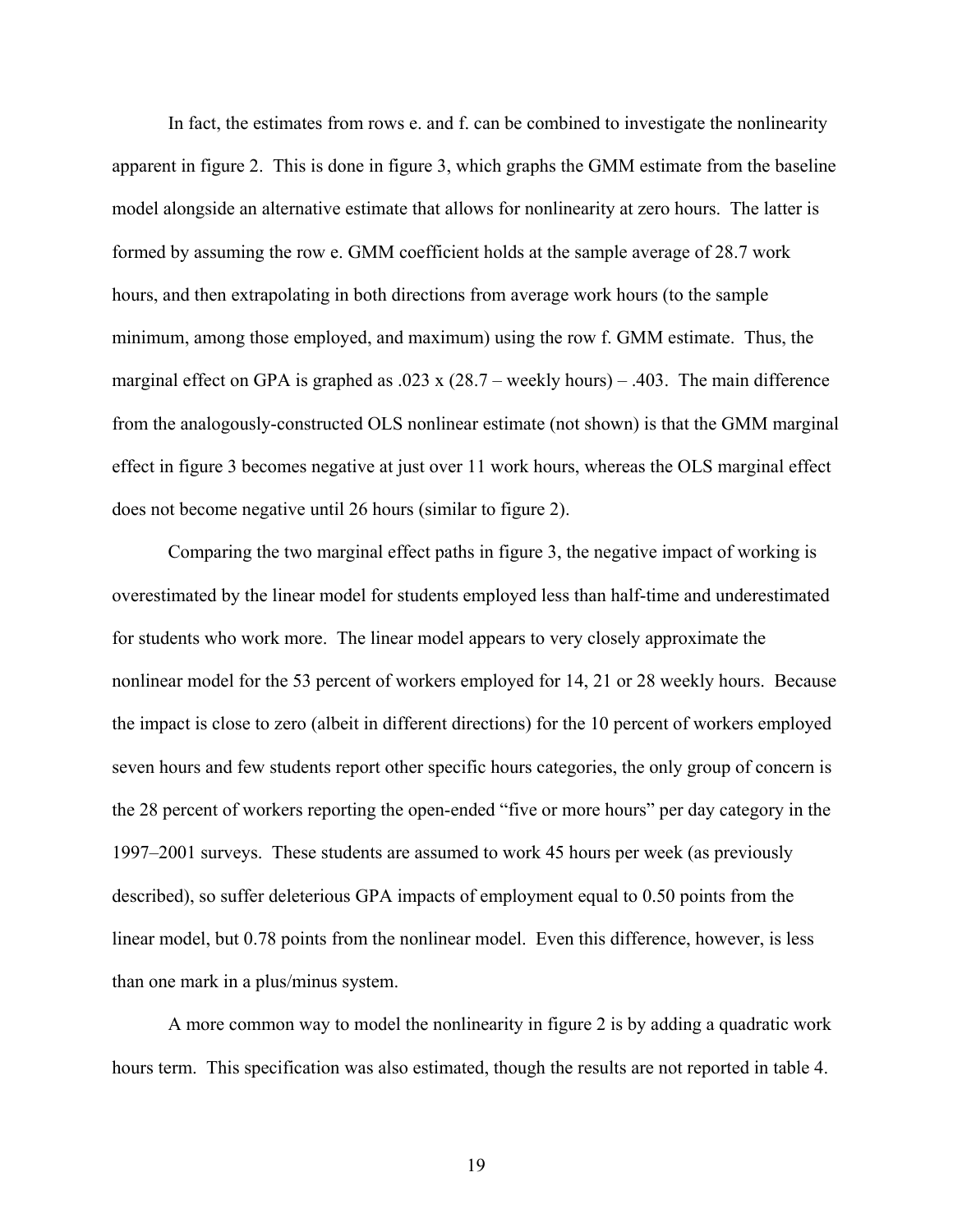In fact, the estimates from rows e. and f. can be combined to investigate the nonlinearity apparent in figure 2. This is done in figure 3, which graphs the GMM estimate from the baseline model alongside an alternative estimate that allows for nonlinearity at zero hours. The latter is formed by assuming the row e. GMM coefficient holds at the sample average of 28.7 work hours, and then extrapolating in both directions from average work hours (to the sample minimum, among those employed, and maximum) using the row f. GMM estimate. Thus, the marginal effect on GPA is graphed as $.023 \times (28.7 - \text{weekly hours}) - .403$. The main difference from the analogously-constructed OLS nonlinear estimate (not shown) is that the GMM marginal effect in figure 3 becomes negative at just over 11 work hours, whereas the OLS marginal effect does not become negative until 26 hours (similar to figure 2).

Comparing the two marginal effect paths in figure 3, the negative impact of working is overestimated by the linear model for students employed less than half-time and underestimated for students who work more. The linear model appears to very closely approximate the nonlinear model for the 53 percent of workers employed for 14, 21 or 28 weekly hours. Because the impact is close to zero (albeit in different directions) for the 10 percent of workers employed seven hours and few students report other specific hours categories, the only group of concern is the 28 percent of workers reporting the open-ended "five or more hours" per day category in the 1997–2001 surveys. These students are assumed to work 45 hours per week (as previously described), so suffer deleterious GPA impacts of employment equal to 0.50 points from the linear model, but 0.78 points from the nonlinear model. Even this difference, however, is less than one mark in a plus/minus system.

A more common way to model the nonlinearity in figure 2 is by adding a quadratic work hours term. This specification was also estimated, though the results are not reported in table 4.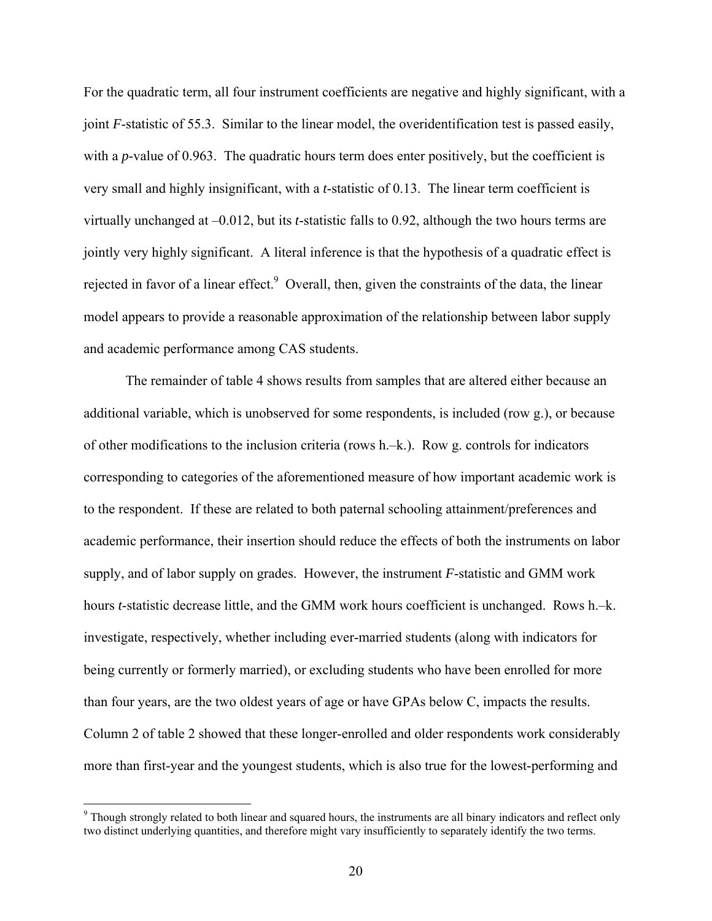For the quadratic term, all four instrument coefficients are negative and highly significant, with a joint *F*-statistic of 55.3. Similar to the linear model, the overidentification test is passed easily, with a *p*-value of 0.963. The quadratic hours term does enter positively, but the coefficient is very small and highly insignificant, with a *t*-statistic of 0.13. The linear term coefficient is virtually unchanged at –0.012, but its *t*-statistic falls to 0.92, although the two hours terms are jointly very highly significant. A literal inference is that the hypothesis of a quadratic effect is rejected in favor of a linear effect.[9] Overall, then, given the constraints of the data, the linear model appears to provide a reasonable approximation of the relationship between labor supply and academic performance among CAS students.

The remainder of table 4 shows results from samples that are altered either because an additional variable, which is unobserved for some respondents, is included (row g.), or because of other modifications to the inclusion criteria (rows h.–k.). Row g. controls for indicators corresponding to categories of the aforementioned measure of how important academic work is to the respondent. If these are related to both paternal schooling attainment/preferences and academic performance, their insertion should reduce the effects of both the instruments on labor supply, and of labor supply on grades. However, the instrument *F*-statistic and GMM work hours *t*-statistic decrease little, and the GMM work hours coefficient is unchanged. Rows h.–k. investigate, respectively, whether including ever-married students (along with indicators for being currently or formerly married), or excluding students who have been enrolled for more than four years, are the two oldest years of age or have GPAs below C, impacts the results. Column 2 of table 2 showed that these longer-enrolled and older respondents work considerably more than first-year and the youngest students, which is also true for the lowest-performing and

[9] Though strongly related to both linear and squared hours, the instruments are all binary indicators and reflect only two distinct underlying quantities, and therefore might vary insufficiently to separately identify the two terms.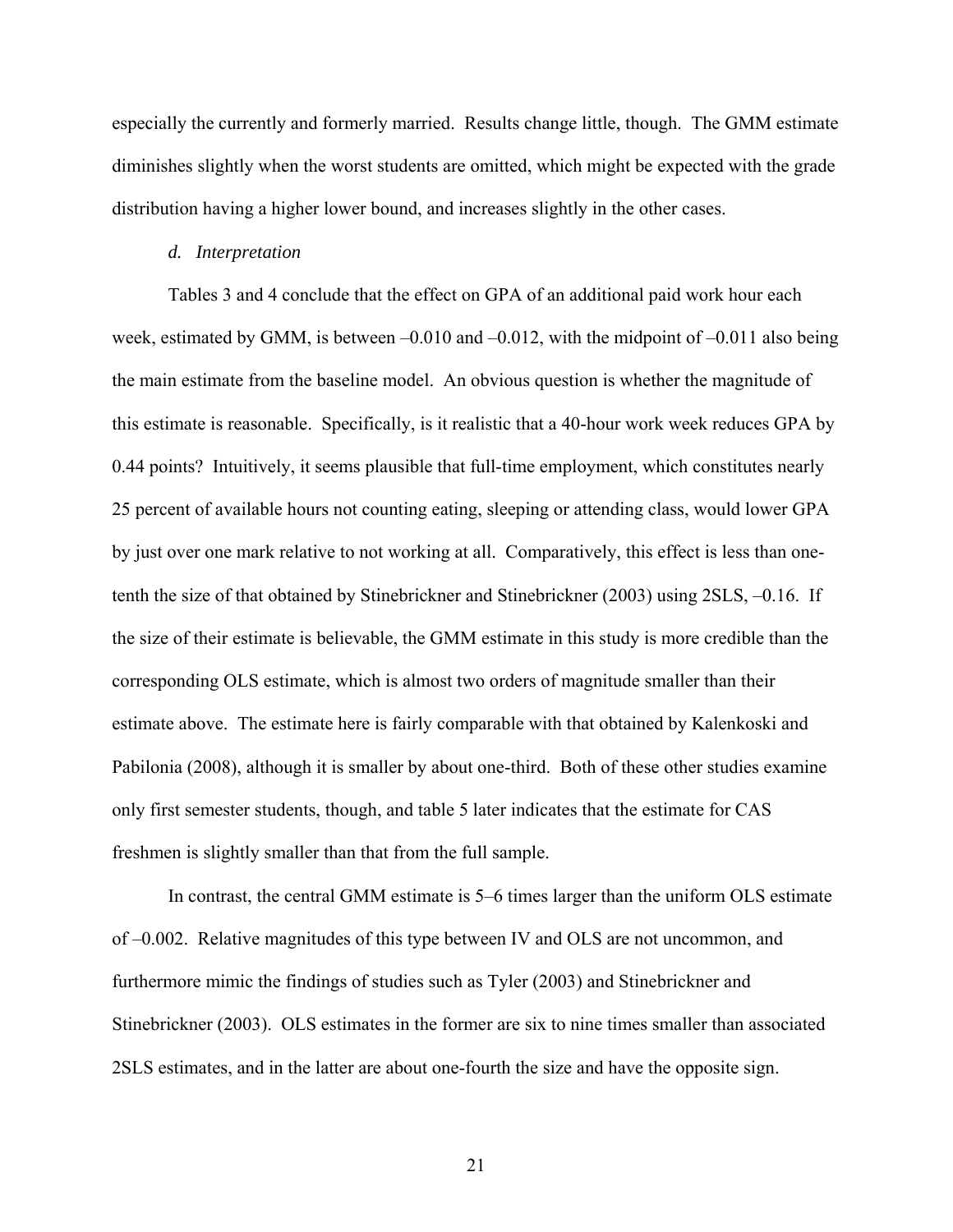especially the currently and formerly married. Results change little, though. The GMM estimate diminishes slightly when the worst students are omitted, which might be expected with the grade distribution having a higher lower bound, and increases slightly in the other cases.

*d. Interpretation*

Tables 3 and 4 conclude that the effect on GPA of an additional paid work hour each week, estimated by GMM, is between –0.010 and –0.012, with the midpoint of –0.011 also being the main estimate from the baseline model. An obvious question is whether the magnitude of this estimate is reasonable. Specifically, is it realistic that a 40-hour work week reduces GPA by 0.44 points? Intuitively, it seems plausible that full-time employment, which constitutes nearly 25 percent of available hours not counting eating, sleeping or attending class, would lower GPA by just over one mark relative to not working at all. Comparatively, this effect is less than one-tenth the size of that obtained by Stinebrickner and Stinebrickner (2003) using 2SLS, –0.16. If the size of their estimate is believable, the GMM estimate in this study is more credible than the corresponding OLS estimate, which is almost two orders of magnitude smaller than their estimate above. The estimate here is fairly comparable with that obtained by Kalenkoski and Pabilonia (2008), although it is smaller by about one-third. Both of these other studies examine only first semester students, though, and table 5 later indicates that the estimate for CAS freshmen is slightly smaller than that from the full sample.

In contrast, the central GMM estimate is 5–6 times larger than the uniform OLS estimate of –0.002. Relative magnitudes of this type between IV and OLS are not uncommon, and furthermore mimic the findings of studies such as Tyler (2003) and Stinebrickner and Stinebrickner (2003). OLS estimates in the former are six to nine times smaller than associated 2SLS estimates, and in the latter are about one-fourth the size and have the opposite sign.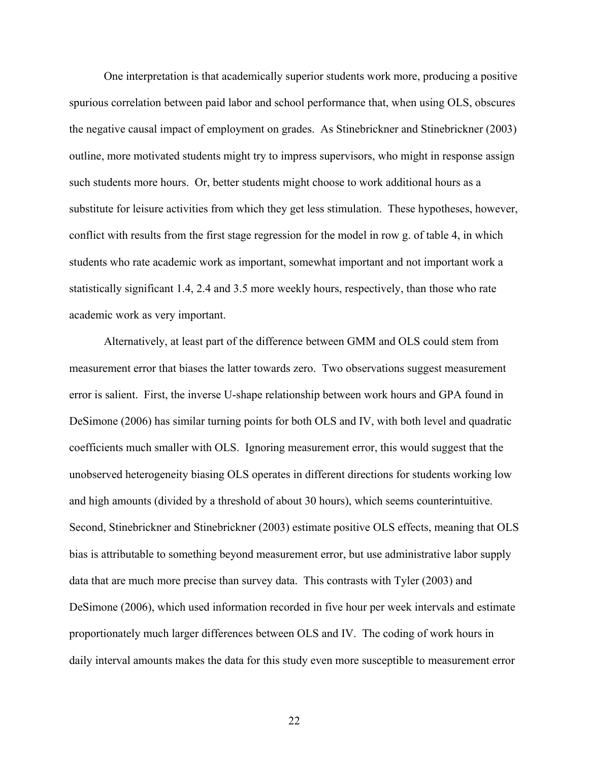One interpretation is that academically superior students work more, producing a positive spurious correlation between paid labor and school performance that, when using OLS, obscures the negative causal impact of employment on grades. As Stinebrickner and Stinebrickner (2003) outline, more motivated students might try to impress supervisors, who might in response assign such students more hours. Or, better students might choose to work additional hours as a substitute for leisure activities from which they get less stimulation. These hypotheses, however, conflict with results from the first stage regression for the model in row g. of table 4, in which students who rate academic work as important, somewhat important and not important work a statistically significant 1.4, 2.4 and 3.5 more weekly hours, respectively, than those who rate academic work as very important.

Alternatively, at least part of the difference between GMM and OLS could stem from measurement error that biases the latter towards zero. Two observations suggest measurement error is salient. First, the inverse U-shape relationship between work hours and GPA found in DeSimone (2006) has similar turning points for both OLS and IV, with both level and quadratic coefficients much smaller with OLS. Ignoring measurement error, this would suggest that the unobserved heterogeneity biasing OLS operates in different directions for students working low and high amounts (divided by a threshold of about 30 hours), which seems counterintuitive. Second, Stinebrickner and Stinebrickner (2003) estimate positive OLS effects, meaning that OLS bias is attributable to something beyond measurement error, but use administrative labor supply data that are much more precise than survey data. This contrasts with Tyler (2003) and DeSimone (2006), which used information recorded in five hour per week intervals and estimate proportionately much larger differences between OLS and IV. The coding of work hours in daily interval amounts makes the data for this study even more susceptible to measurement error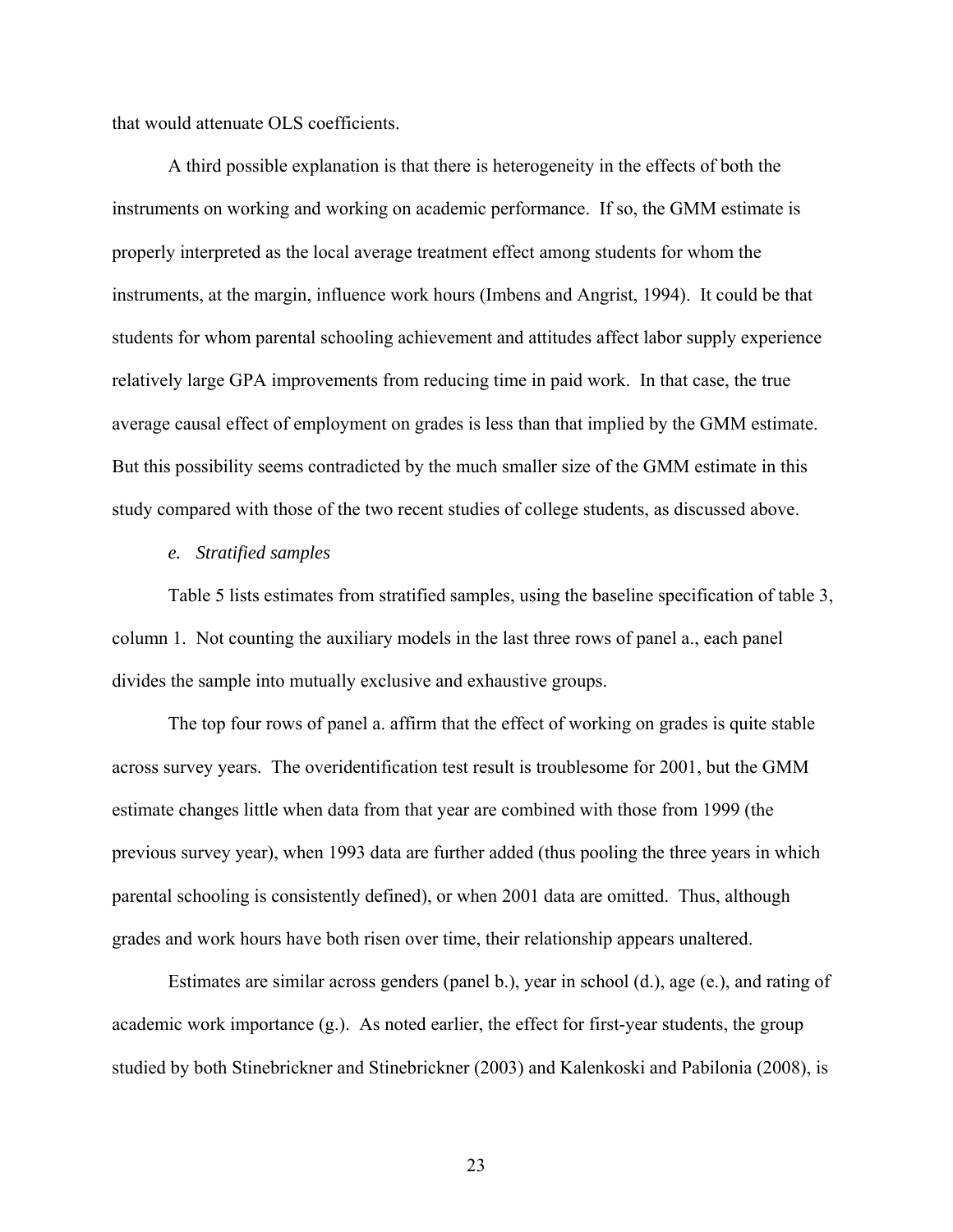that would attenuate OLS coefficients.

A third possible explanation is that there is heterogeneity in the effects of both the instruments on working and working on academic performance. If so, the GMM estimate is properly interpreted as the local average treatment effect among students for whom the instruments, at the margin, influence work hours (Imbens and Angrist, 1994). It could be that students for whom parental schooling achievement and attitudes affect labor supply experience relatively large GPA improvements from reducing time in paid work. In that case, the true average causal effect of employment on grades is less than that implied by the GMM estimate. But this possibility seems contradicted by the much smaller size of the GMM estimate in this study compared with those of the two recent studies of college students, as discussed above.

*e. Stratified samples*

Table 5 lists estimates from stratified samples, using the baseline specification of table 3, column 1. Not counting the auxiliary models in the last three rows of panel a., each panel divides the sample into mutually exclusive and exhaustive groups.

The top four rows of panel a. affirm that the effect of working on grades is quite stable across survey years. The overidentification test result is troublesome for 2001, but the GMM estimate changes little when data from that year are combined with those from 1999 (the previous survey year), when 1993 data are further added (thus pooling the three years in which parental schooling is consistently defined), or when 2001 data are omitted. Thus, although grades and work hours have both risen over time, their relationship appears unaltered.

Estimates are similar across genders (panel b.), year in school (d.), age (e.), and rating of academic work importance (g.). As noted earlier, the effect for first-year students, the group studied by both Stinebrickner and Stinebrickner (2003) and Kalenkoski and Pabilonia (2008), is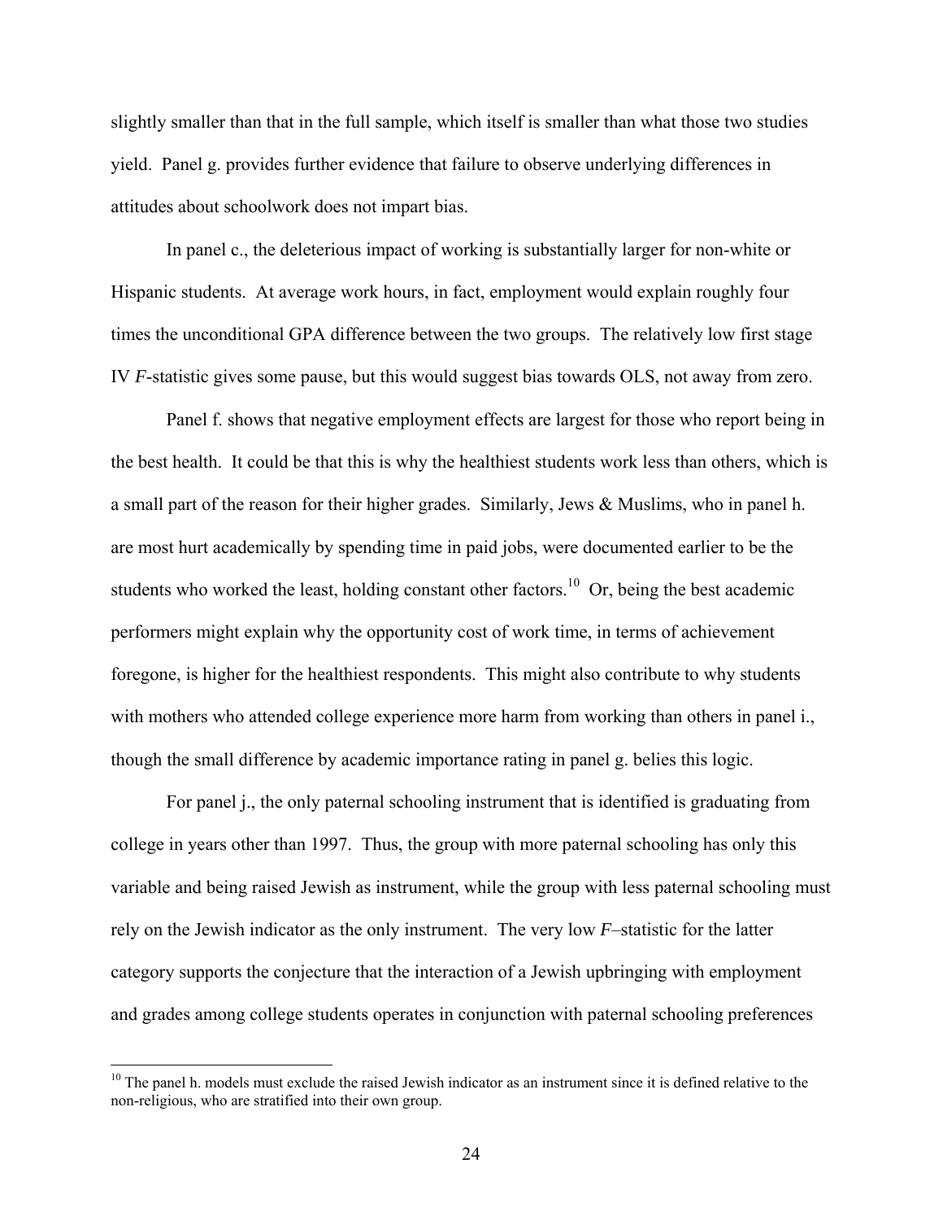slightly smaller than that in the full sample, which itself is smaller than what those two studies yield. Panel g. provides further evidence that failure to observe underlying differences in attitudes about schoolwork does not impart bias.

In panel c., the deleterious impact of working is substantially larger for non-white or Hispanic students. At average work hours, in fact, employment would explain roughly four times the unconditional GPA difference between the two groups. The relatively low first stage IV $F$-statistic gives some pause, but this would suggest bias towards OLS, not away from zero.

Panel f. shows that negative employment effects are largest for those who report being in the best health. It could be that this is why the healthiest students work less than others, which is a small part of the reason for their higher grades. Similarly, Jews & Muslims, who in panel h. are most hurt academically by spending time in paid jobs, were documented earlier to be the students who worked the least, holding constant other factors.[10] Or, being the best academic performers might explain why the opportunity cost of work time, in terms of achievement foregone, is higher for the healthiest respondents. This might also contribute to why students with mothers who attended college experience more harm from working than others in panel i., though the small difference by academic importance rating in panel g. belies this logic.

For panel j., the only paternal schooling instrument that is identified is graduating from college in years other than 1997. Thus, the group with more paternal schooling has only this variable and being raised Jewish as instrument, while the group with less paternal schooling must rely on the Jewish indicator as the only instrument. The very low $F$–statistic for the latter category supports the conjecture that the interaction of a Jewish upbringing with employment and grades among college students operates in conjunction with paternal schooling preferences

[10] The panel h. models must exclude the raised Jewish indicator as an instrument since it is defined relative to the non-religious, who are stratified into their own group.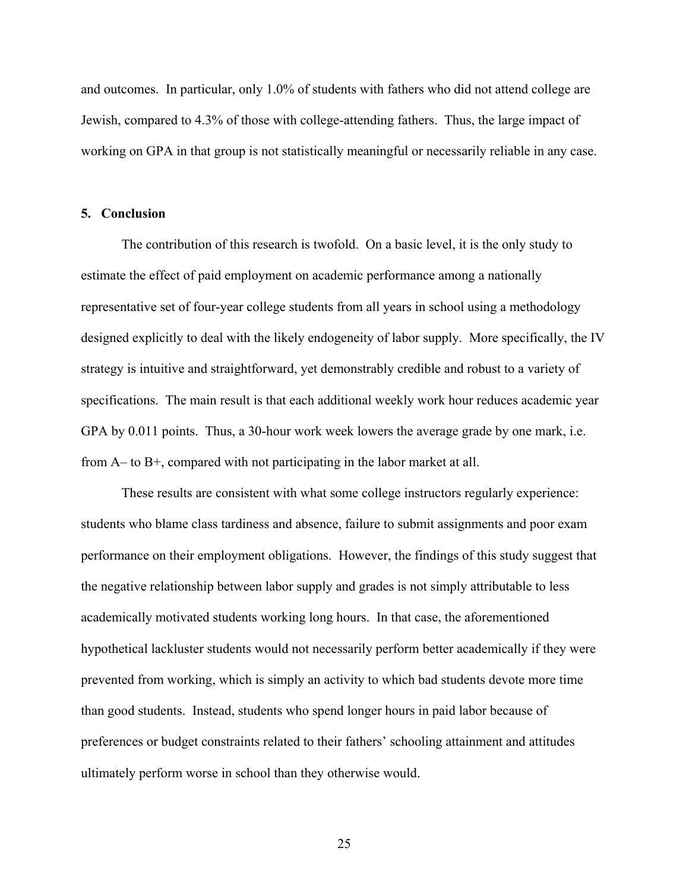and outcomes. In particular, only 1.0% of students with fathers who did not attend college are Jewish, compared to 4.3% of those with college-attending fathers. Thus, the large impact of working on GPA in that group is not statistically meaningful or necessarily reliable in any case.

## 5. Conclusion

The contribution of this research is twofold. On a basic level, it is the only study to estimate the effect of paid employment on academic performance among a nationally representative set of four-year college students from all years in school using a methodology designed explicitly to deal with the likely endogeneity of labor supply. More specifically, the IV strategy is intuitive and straightforward, yet demonstrably credible and robust to a variety of specifications. The main result is that each additional weekly work hour reduces academic year GPA by 0.011 points. Thus, a 30-hour work week lowers the average grade by one mark, i.e. from A– to B+, compared with not participating in the labor market at all.

These results are consistent with what some college instructors regularly experience: students who blame class tardiness and absence, failure to submit assignments and poor exam performance on their employment obligations. However, the findings of this study suggest that the negative relationship between labor supply and grades is not simply attributable to less academically motivated students working long hours. In that case, the aforementioned hypothetical lackluster students would not necessarily perform better academically if they were prevented from working, which is simply an activity to which bad students devote more time than good students. Instead, students who spend longer hours in paid labor because of preferences or budget constraints related to their fathers' schooling attainment and attitudes ultimately perform worse in school than they otherwise would.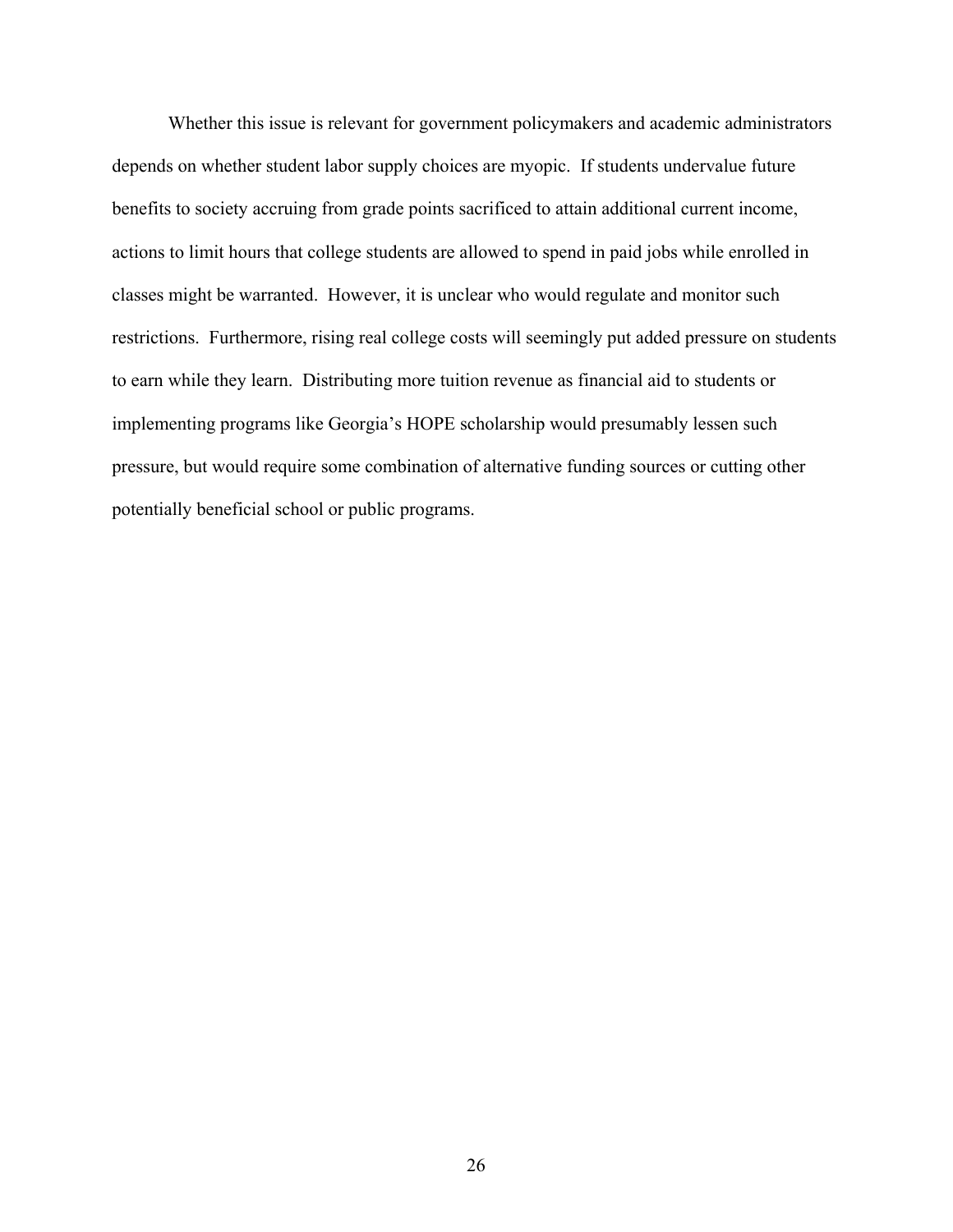Whether this issue is relevant for government policymakers and academic administrators depends on whether student labor supply choices are myopic. If students undervalue future benefits to society accruing from grade points sacrificed to attain additional current income, actions to limit hours that college students are allowed to spend in paid jobs while enrolled in classes might be warranted. However, it is unclear who would regulate and monitor such restrictions. Furthermore, rising real college costs will seemingly put added pressure on students to earn while they learn. Distributing more tuition revenue as financial aid to students or implementing programs like Georgia's HOPE scholarship would presumably lessen such pressure, but would require some combination of alternative funding sources or cutting other potentially beneficial school or public programs.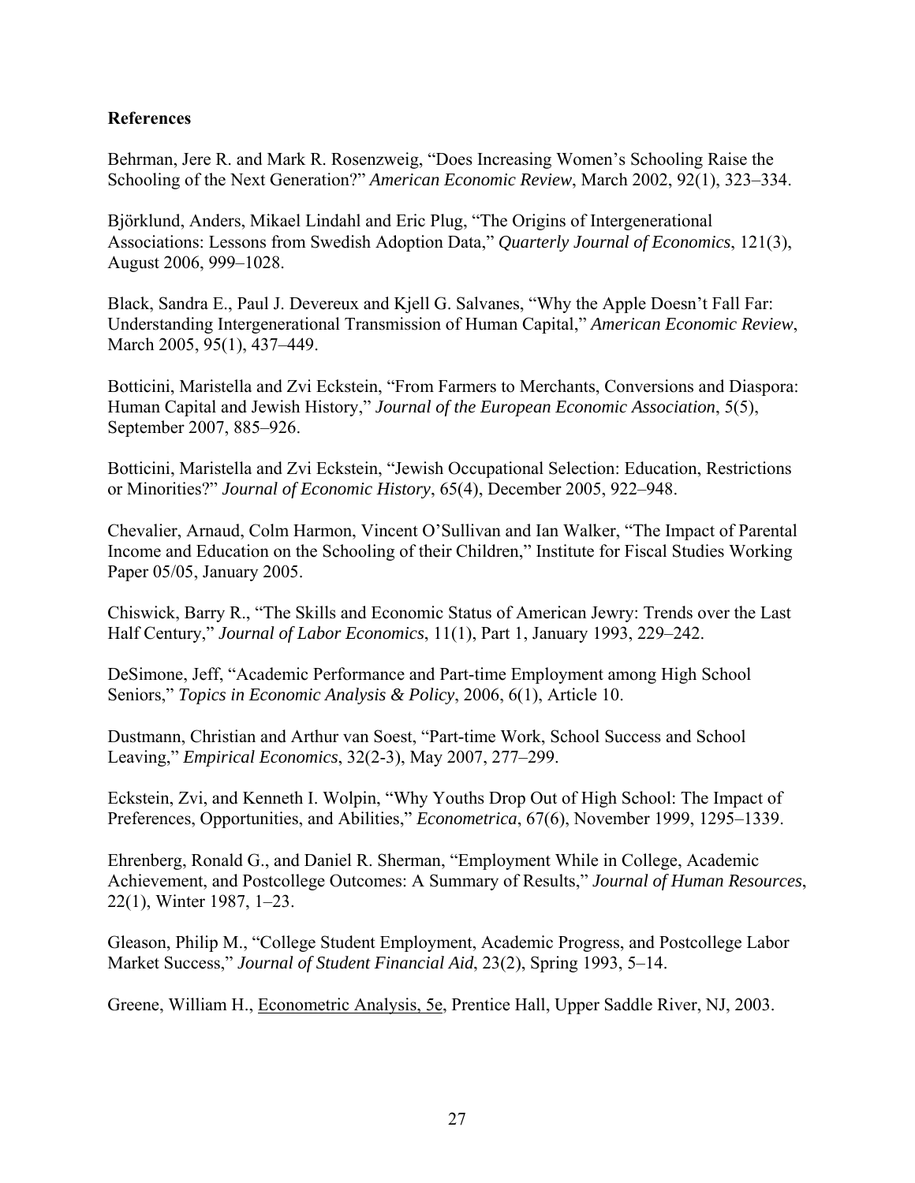## References

Behrman, Jere R. and Mark R. Rosenzweig, "Does Increasing Women's Schooling Raise the Schooling of the Next Generation?" *American Economic Review*, March 2002, 92(1), 323–334.

Björklund, Anders, Mikael Lindahl and Eric Plug, "The Origins of Intergenerational Associations: Lessons from Swedish Adoption Data," *Quarterly Journal of Economics*, 121(3), August 2006, 999–1028.

Black, Sandra E., Paul J. Devereux and Kjell G. Salvanes, "Why the Apple Doesn't Fall Far: Understanding Intergenerational Transmission of Human Capital," *American Economic Review*, March 2005, 95(1), 437–449.

Botticini, Maristella and Zvi Eckstein, "From Farmers to Merchants, Conversions and Diaspora: Human Capital and Jewish History," *Journal of the European Economic Association*, 5(5), September 2007, 885–926.

Botticini, Maristella and Zvi Eckstein, "Jewish Occupational Selection: Education, Restrictions or Minorities?" *Journal of Economic History*, 65(4), December 2005, 922–948.

Chevalier, Arnaud, Colm Harmon, Vincent O'Sullivan and Ian Walker, "The Impact of Parental Income and Education on the Schooling of their Children," Institute for Fiscal Studies Working Paper 05/05, January 2005.

Chiswick, Barry R., "The Skills and Economic Status of American Jewry: Trends over the Last Half Century," *Journal of Labor Economics*, 11(1), Part 1, January 1993, 229–242.

DeSimone, Jeff, "Academic Performance and Part-time Employment among High School Seniors," *Topics in Economic Analysis & Policy*, 2006, 6(1), Article 10.

Dustmann, Christian and Arthur van Soest, "Part-time Work, School Success and School Leaving," *Empirical Economics*, 32(2-3), May 2007, 277–299.

Eckstein, Zvi, and Kenneth I. Wolpin, "Why Youths Drop Out of High School: The Impact of Preferences, Opportunities, and Abilities," *Econometrica*, 67(6), November 1999, 1295–1339.

Ehrenberg, Ronald G., and Daniel R. Sherman, "Employment While in College, Academic Achievement, and Postcollege Outcomes: A Summary of Results," *Journal of Human Resources*, 22(1), Winter 1987, 1–23.

Gleason, Philip M., "College Student Employment, Academic Progress, and Postcollege Labor Market Success," *Journal of Student Financial Aid*, 23(2), Spring 1993, 5–14.

Greene, William H., Econometric Analysis, 5e, Prentice Hall, Upper Saddle River, NJ, 2003.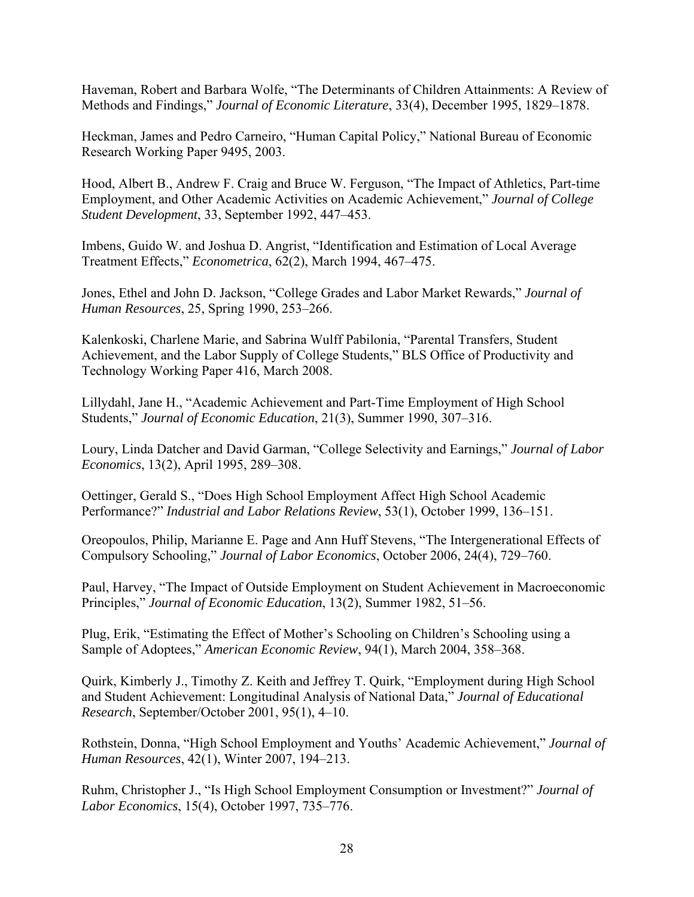Haveman, Robert and Barbara Wolfe, "The Determinants of Children Attainments: A Review of Methods and Findings," *Journal of Economic Literature*, 33(4), December 1995, 1829–1878.

Heckman, James and Pedro Carneiro, "Human Capital Policy," National Bureau of Economic Research Working Paper 9495, 2003.

Hood, Albert B., Andrew F. Craig and Bruce W. Ferguson, "The Impact of Athletics, Part-time Employment, and Other Academic Activities on Academic Achievement," *Journal of College Student Development*, 33, September 1992, 447–453.

Imbens, Guido W. and Joshua D. Angrist, "Identification and Estimation of Local Average Treatment Effects," *Econometrica*, 62(2), March 1994, 467–475.

Jones, Ethel and John D. Jackson, "College Grades and Labor Market Rewards," *Journal of Human Resources*, 25, Spring 1990, 253–266.

Kalenkoski, Charlene Marie, and Sabrina Wulff Pabilonia, "Parental Transfers, Student Achievement, and the Labor Supply of College Students," BLS Office of Productivity and Technology Working Paper 416, March 2008.

Lillydahl, Jane H., "Academic Achievement and Part-Time Employment of High School Students," *Journal of Economic Education*, 21(3), Summer 1990, 307–316.

Loury, Linda Datcher and David Garman, "College Selectivity and Earnings," *Journal of Labor Economics*, 13(2), April 1995, 289–308.

Oettinger, Gerald S., "Does High School Employment Affect High School Academic Performance?" *Industrial and Labor Relations Review*, 53(1), October 1999, 136–151.

Oreopoulos, Philip, Marianne E. Page and Ann Huff Stevens, "The Intergenerational Effects of Compulsory Schooling," *Journal of Labor Economics*, October 2006, 24(4), 729–760.

Paul, Harvey, "The Impact of Outside Employment on Student Achievement in Macroeconomic Principles," *Journal of Economic Education*, 13(2), Summer 1982, 51–56.

Plug, Erik, "Estimating the Effect of Mother's Schooling on Children's Schooling using a Sample of Adoptees," *American Economic Review*, 94(1), March 2004, 358–368.

Quirk, Kimberly J., Timothy Z. Keith and Jeffrey T. Quirk, "Employment during High School and Student Achievement: Longitudinal Analysis of National Data," *Journal of Educational Research*, September/October 2001, 95(1), 4–10.

Rothstein, Donna, "High School Employment and Youths' Academic Achievement," *Journal of Human Resources*, 42(1), Winter 2007, 194–213.

Ruhm, Christopher J., "Is High School Employment Consumption or Investment?" *Journal of Labor Economics*, 15(4), October 1997, 735–776.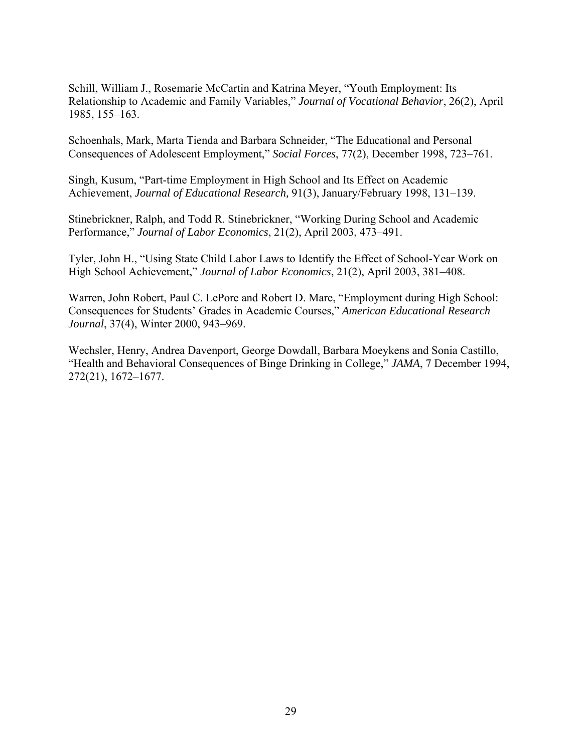Schill, William J., Rosemarie McCartin and Katrina Meyer, "Youth Employment: Its Relationship to Academic and Family Variables," *Journal of Vocational Behavior*, 26(2), April 1985, 155–163.

Schoenhals, Mark, Marta Tienda and Barbara Schneider, "The Educational and Personal Consequences of Adolescent Employment," *Social Forces*, 77(2), December 1998, 723–761.

Singh, Kusum, "Part-time Employment in High School and Its Effect on Academic Achievement, *Journal of Educational Research,* 91(3), January/February 1998, 131–139.

Stinebrickner, Ralph, and Todd R. Stinebrickner, "Working During School and Academic Performance," *Journal of Labor Economics*, 21(2), April 2003, 473–491.

Tyler, John H., "Using State Child Labor Laws to Identify the Effect of School-Year Work on High School Achievement," *Journal of Labor Economics*, 21(2), April 2003, 381–408.

Warren, John Robert, Paul C. LePore and Robert D. Mare, "Employment during High School: Consequences for Students' Grades in Academic Courses," *American Educational Research Journal*, 37(4), Winter 2000, 943–969.

Wechsler, Henry, Andrea Davenport, George Dowdall, Barbara Moeykens and Sonia Castillo, "Health and Behavioral Consequences of Binge Drinking in College," *JAMA*, 7 December 1994, 272(21), 1672–1677.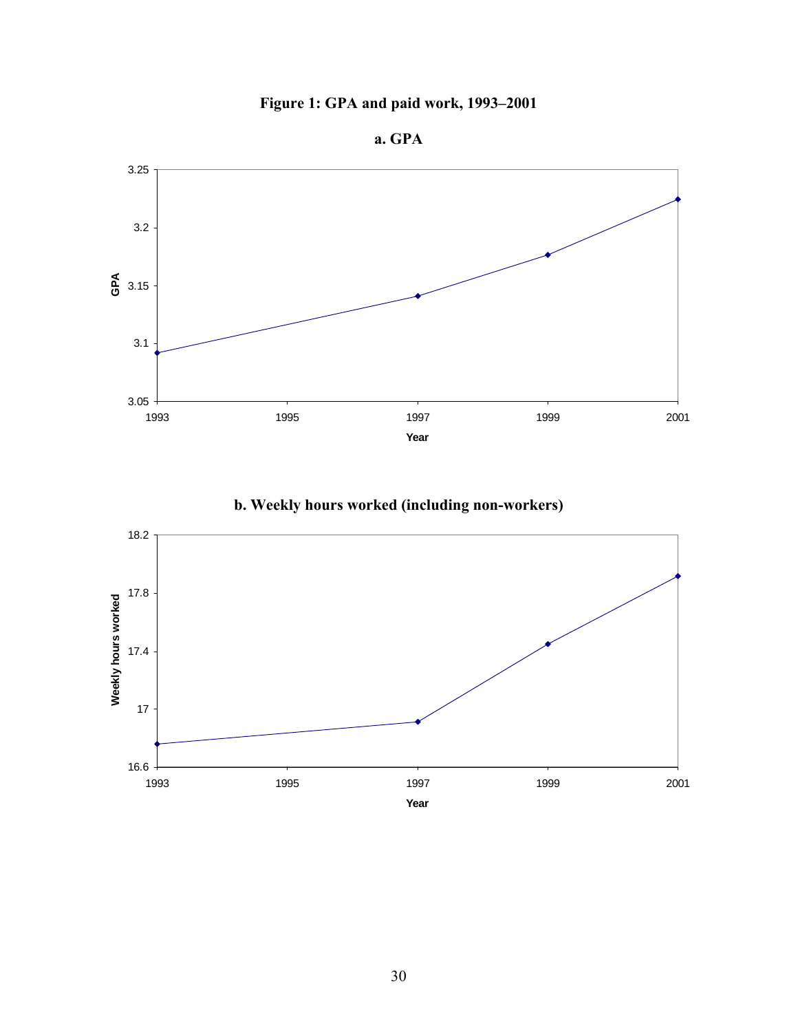**Figure 1: GPA and paid work, 1993–2001**

**a. GPA**

**b. Weekly hours worked (including non-workers)**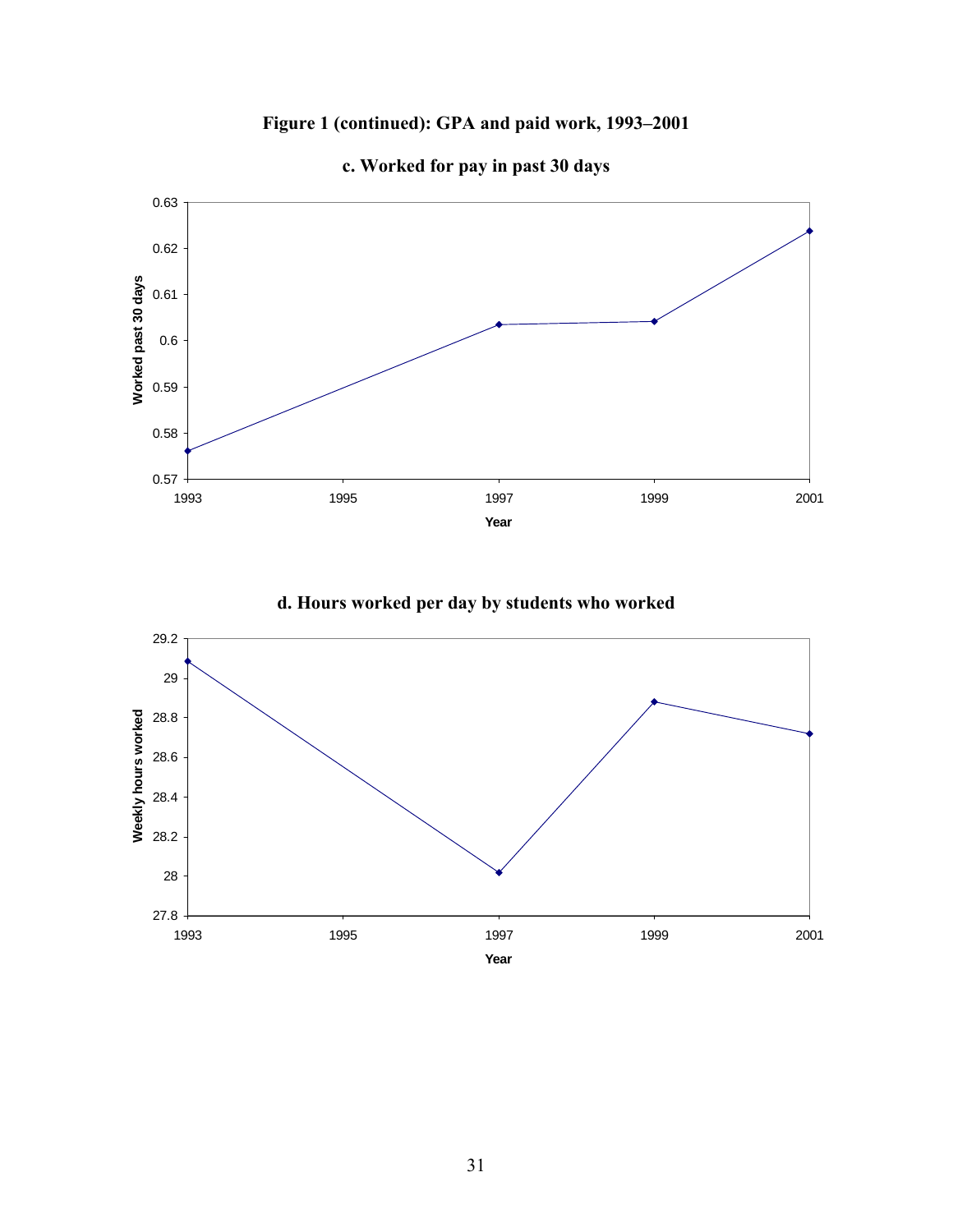## Figure 1 (continued): GPA and paid work, 1993–2001

### c. Worked for pay in past 30 days

### d. Hours worked per day by students who worked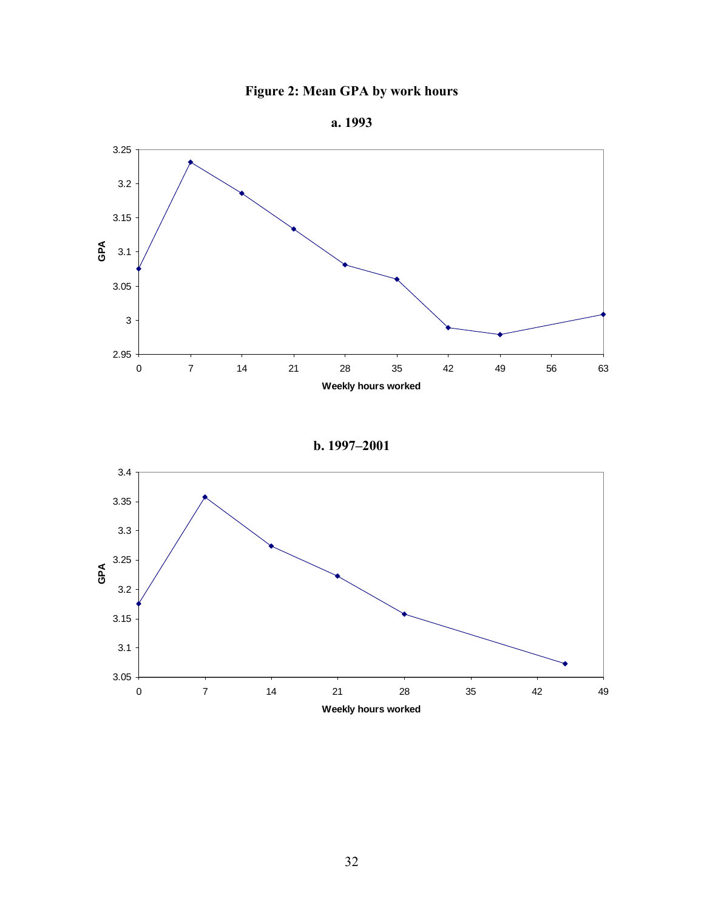**Figure 2: Mean GPA by work hours**

**a. 1993**

**b. 1997–2001**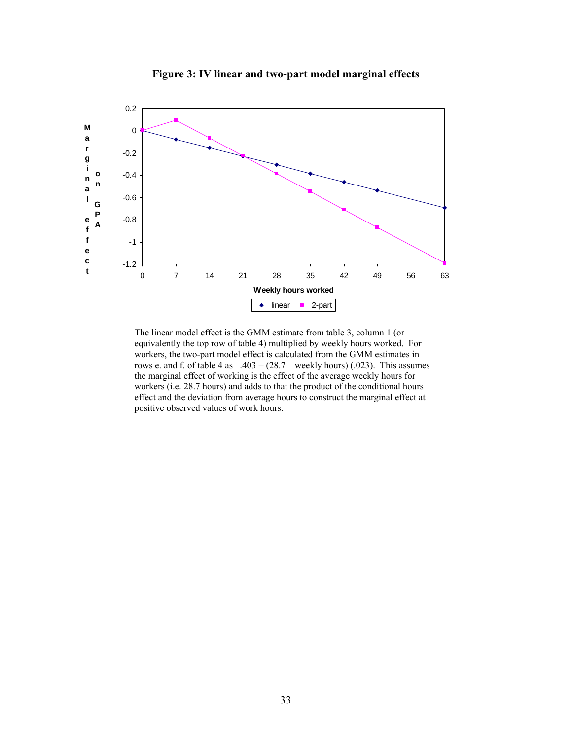**Figure 3: IV linear and two-part model marginal effects**

The linear model effect is the GMM estimate from table 3, column 1 (or equivalently the top row of table 4) multiplied by weekly hours worked. For workers, the two-part model effect is calculated from the GMM estimates in rows e. and f. of table 4 as $-.403 + (28.7 - \text{weekly hours})(.023)$. This assumes the marginal effect of working is the effect of the average weekly hours for workers (i.e. 28.7 hours) and adds to that the product of the conditional hours effect and the deviation from average hours to construct the marginal effect at positive observed values of work hours.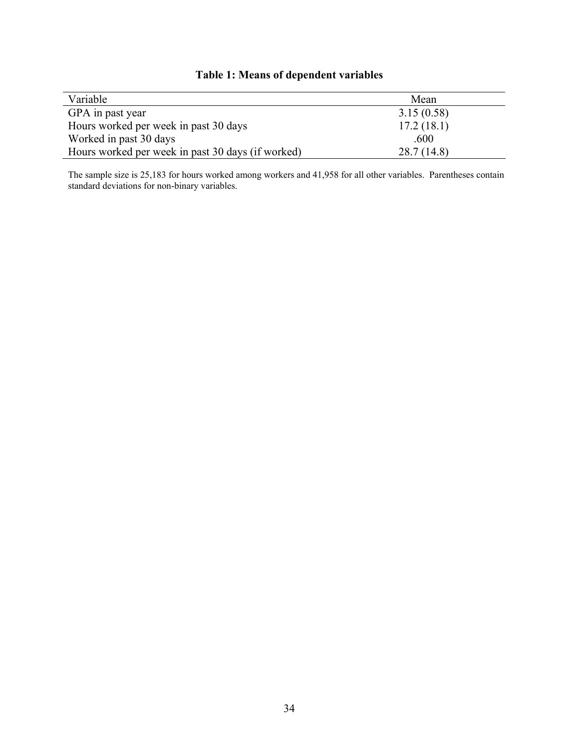**Table 1: Means of dependent variables**

| Variable | Mean |
|---|---|
| GPA in past year | 3.15 (0.58) |
| Hours worked per week in past 30 days | 17.2 (18.1) |
| Worked in past 30 days | .600 |
| Hours worked per week in past 30 days (if worked) | 28.7 (14.8) |

The sample size is 25,183 for hours worked among workers and 41,958 for all other variables. Parentheses contain standard deviations for non-binary variables.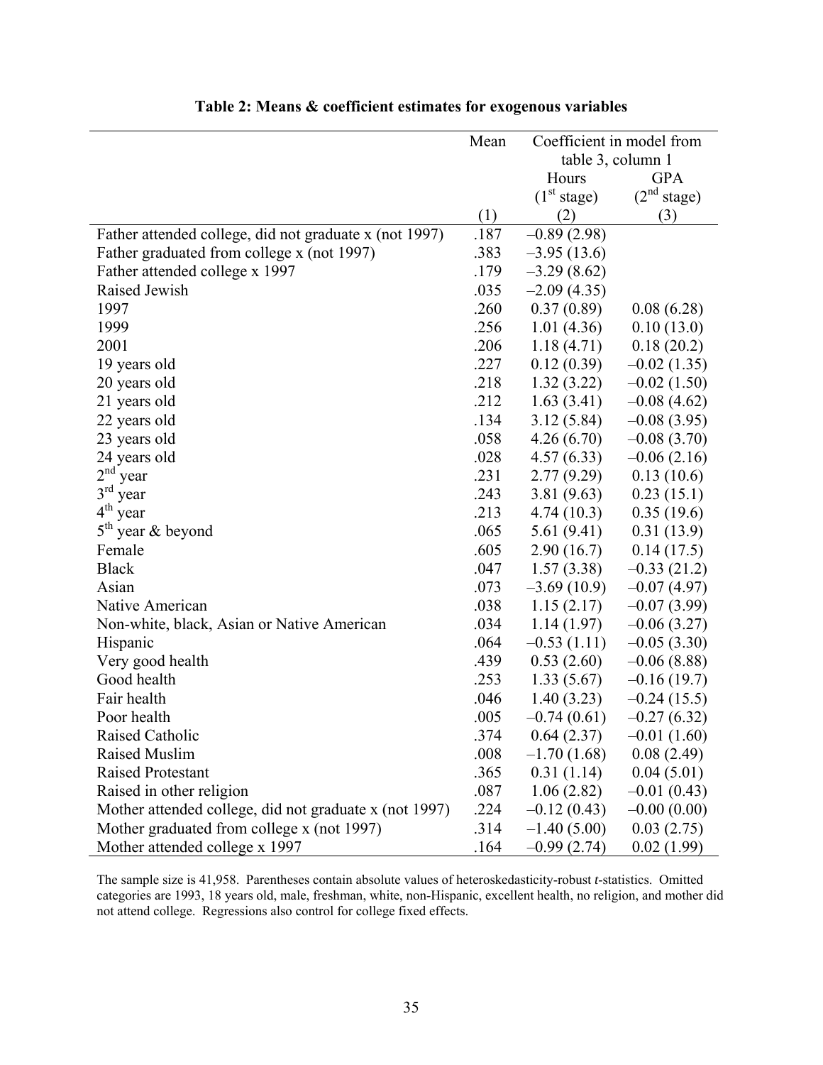**Table 2: Means & coefficient estimates for exogenous variables**

| | Mean | Coefficient in model from table 3, column 1 | |
|---|---|---|---|
| | | Hours ($1^{st}$ stage) | GPA ($2^{nd}$ stage) |
| | (1) | (2) | (3) |
| Father attended college, did not graduate x (not 1997) | .187 | –0.89 (2.98) | |
| Father graduated from college x (not 1997) | .383 | –3.95 (13.6) | |
| Father attended college x 1997 | .179 | –3.29 (8.62) | |
| Raised Jewish | .035 | –2.09 (4.35) | |
| 1997 | .260 | 0.37 (0.89) | 0.08 (6.28) |
| 1999 | .256 | 1.01 (4.36) | 0.10 (13.0) |
| 2001 | .206 | 1.18 (4.71) | 0.18 (20.2) |
| 19 years old | .227 | 0.12 (0.39) | –0.02 (1.35) |
| 20 years old | .218 | 1.32 (3.22) | –0.02 (1.50) |
| 21 years old | .212 | 1.63 (3.41) | –0.08 (4.62) |
| 22 years old | .134 | 3.12 (5.84) | –0.08 (3.95) |
| 23 years old | .058 | 4.26 (6.70) | –0.08 (3.70) |
| 24 years old | .028 | 4.57 (6.33) | –0.06 (2.16) |
| $2^{nd}$ year | .231 | 2.77 (9.29) | 0.13 (10.6) |
| $3^{rd}$ year | .243 | 3.81 (9.63) | 0.23 (15.1) |
| $4^{th}$ year | .213 | 4.74 (10.3) | 0.35 (19.6) |
| $5^{th}$ year & beyond | .065 | 5.61 (9.41) | 0.31 (13.9) |
| Female | .605 | 2.90 (16.7) | 0.14 (17.5) |
| Black | .047 | 1.57 (3.38) | –0.33 (21.2) |
| Asian | .073 | –3.69 (10.9) | –0.07 (4.97) |
| Native American | .038 | 1.15 (2.17) | –0.07 (3.99) |
| Non-white, black, Asian or Native American | .034 | 1.14 (1.97) | –0.06 (3.27) |
| Hispanic | .064 | –0.53 (1.11) | –0.05 (3.30) |
| Very good health | .439 | 0.53 (2.60) | –0.06 (8.88) |
| Good health | .253 | 1.33 (5.67) | –0.16 (19.7) |
| Fair health | .046 | 1.40 (3.23) | –0.24 (15.5) |
| Poor health | .005 | –0.74 (0.61) | –0.27 (6.32) |
| Raised Catholic | .374 | 0.64 (2.37) | –0.01 (1.60) |
| Raised Muslim | .008 | –1.70 (1.68) | 0.08 (2.49) |
| Raised Protestant | .365 | 0.31 (1.14) | 0.04 (5.01) |
| Raised in other religion | .087 | 1.06 (2.82) | –0.01 (0.43) |
| Mother attended college, did not graduate x (not 1997) | .224 | –0.12 (0.43) | –0.00 (0.00) |
| Mother graduated from college x (not 1997) | .314 | –1.40 (5.00) | 0.03 (2.75) |
| Mother attended college x 1997 | .164 | –0.99 (2.74) | 0.02 (1.99) |

The sample size is 41,958. Parentheses contain absolute values of heteroskedasticity-robust *t*-statistics. Omitted categories are 1993, 18 years old, male, freshman, white, non-Hispanic, excellent health, no religion, and mother did not attend college. Regressions also control for college fixed effects.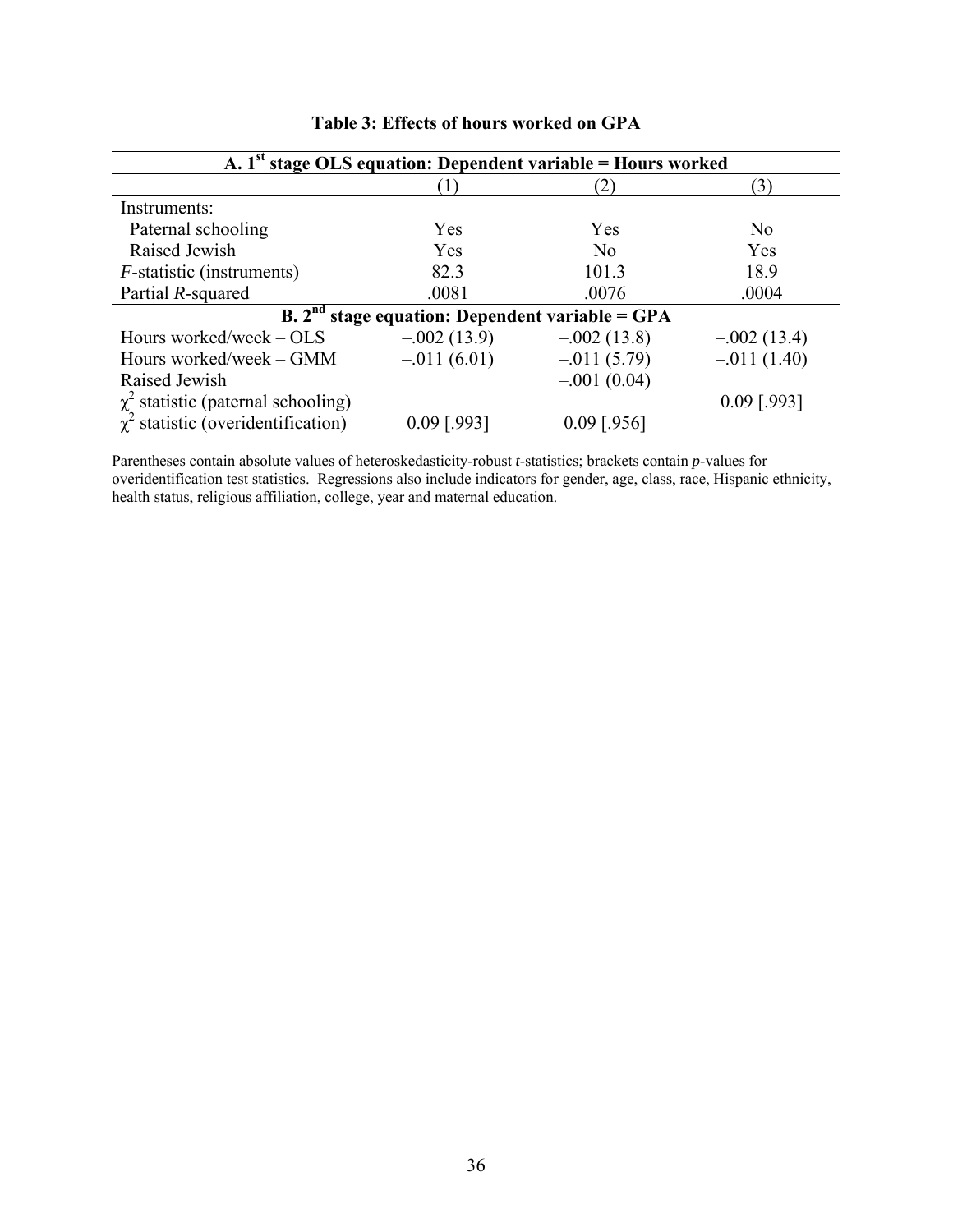**Table 3: Effects of hours worked on GPA**

| A. 1st stage OLS equation: Dependent variable = Hours worked | | | |
|---|---|---|---|
| | (1) | (2) | (3) |
| Instruments: | | | |
| Paternal schooling | Yes | Yes | No |
| Raised Jewish | Yes | No | Yes |
| *F*-statistic (instruments) | 82.3 | 101.3 | 18.9 |
| Partial *R*-squared | .0081 | .0076 | .0004 |
| **B. 2nd stage equation: Dependent variable = GPA** | | | |
| Hours worked/week – OLS | –.002 (13.9) | –.002 (13.8) | –.002 (13.4) |
| Hours worked/week – GMM | –.011 (6.01) | –.011 (5.79) | –.011 (1.40) |
| Raised Jewish | | –.001 (0.04) | |
| $\chi^2$ statistic (paternal schooling) | | | 0.09 [.993] |
| $\chi^2$ statistic (overidentification) | 0.09 [.993] | 0.09 [.956] | |

Parentheses contain absolute values of heteroskedasticity-robust *t*-statistics; brackets contain *p*-values for overidentification test statistics. Regressions also include indicators for gender, age, class, race, Hispanic ethnicity, health status, religious affiliation, college, year and maternal education.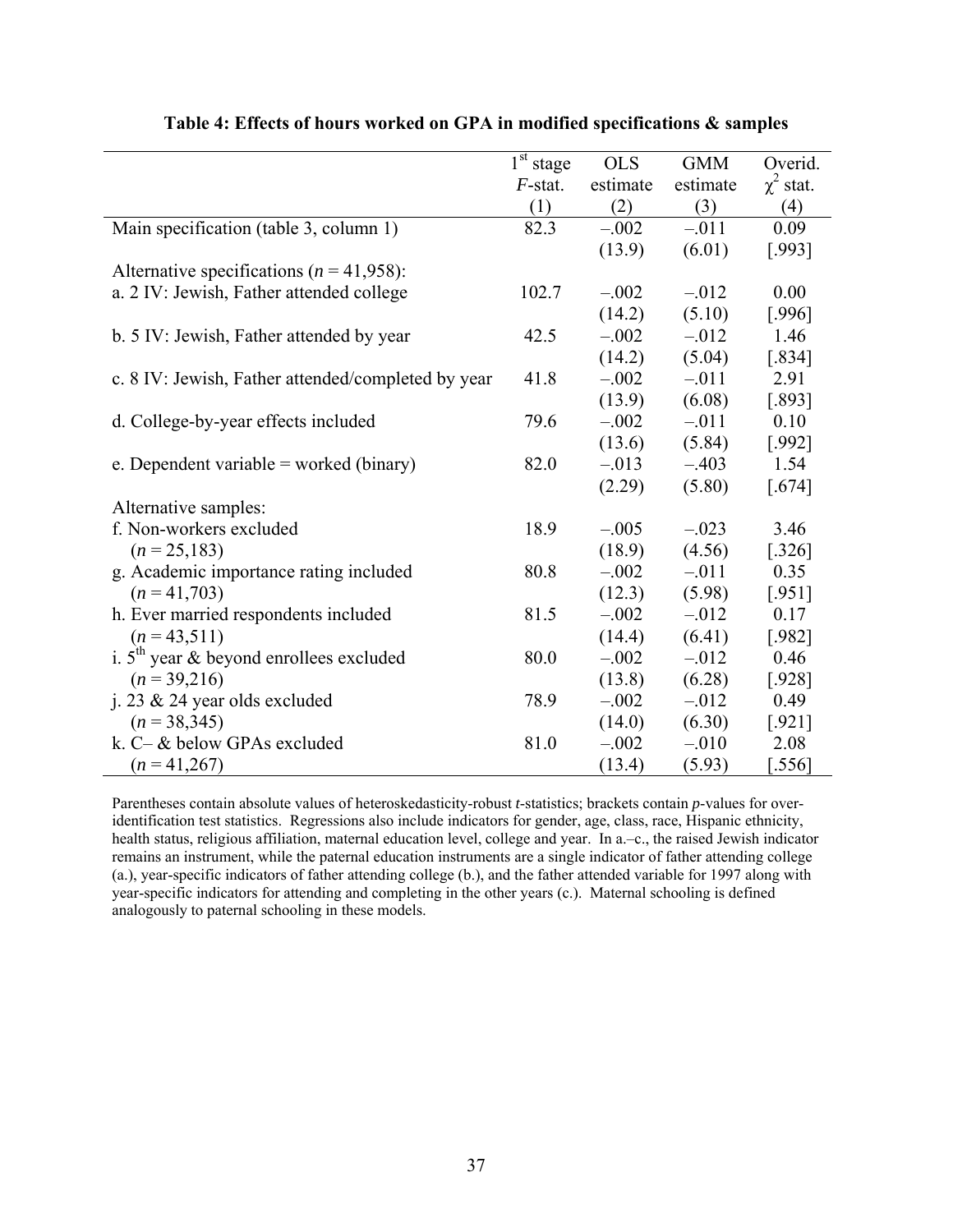**Table 4: Effects of hours worked on GPA in modified specifications & samples**

| | 1[st] stage *F*-stat. (1) | OLS estimate (2) | GMM estimate (3) | Overid. $\chi^2$ stat. (4) |
|---|---|---|---|---|
| Main specification (table 3, column 1) | 82.3 | –.002 | –.011 | 0.09 |
| | | (13.9) | (6.01) | [.993] |
| Alternative specifications ($n$ = 41,958): | | | | |
| a. 2 IV: Jewish, Father attended college | 102.7 | –.002 | –.012 | 0.00 |
| | | (14.2) | (5.10) | [.996] |
| b. 5 IV: Jewish, Father attended by year | 42.5 | –.002 | –.012 | 1.46 |
| | | (14.2) | (5.04) | [.834] |
| c. 8 IV: Jewish, Father attended/completed by year | 41.8 | –.002 | –.011 | 2.91 |
| | | (13.9) | (6.08) | [.893] |
| d. College-by-year effects included | 79.6 | –.002 | –.011 | 0.10 |
| | | (13.6) | (5.84) | [.992] |
| e. Dependent variable = worked (binary) | 82.0 | –.013 | –.403 | 1.54 |
| | | (2.29) | (5.80) | [.674] |
| Alternative samples: | | | | |
| f. Non-workers excluded | 18.9 | –.005 | –.023 | 3.46 |
| ($n$ = 25,183) | | (18.9) | (4.56) | [.326] |
| g. Academic importance rating included | 80.8 | –.002 | –.011 | 0.35 |
| ($n$ = 41,703) | | (12.3) | (5.98) | [.951] |
| h. Ever married respondents included | 81.5 | –.002 | –.012 | 0.17 |
| ($n$ = 43,511) | | (14.4) | (6.41) | [.982] |
| i. 5[th] year & beyond enrollees excluded | 80.0 | –.002 | –.012 | 0.46 |
| ($n$ = 39,216) | | (13.8) | (6.28) | [.928] |
| j. 23 & 24 year olds excluded | 78.9 | –.002 | –.012 | 0.49 |
| ($n$ = 38,345) | | (14.0) | (6.30) | [.921] |
| k. C– & below GPAs excluded | 81.0 | –.002 | –.010 | 2.08 |
| ($n$ = 41,267) | | (13.4) | (5.93) | [.556] |

Parentheses contain absolute values of heteroskedasticity-robust *t*-statistics; brackets contain *p*-values for over-identification test statistics. Regressions also include indicators for gender, age, class, race, Hispanic ethnicity, health status, religious affiliation, maternal education level, college and year. In a.–c., the raised Jewish indicator remains an instrument, while the paternal education instruments are a single indicator of father attending college (a.), year-specific indicators of father attending college (b.), and the father attended variable for 1997 along with year-specific indicators for attending and completing in the other years (c.). Maternal schooling is defined analogously to paternal schooling in these models.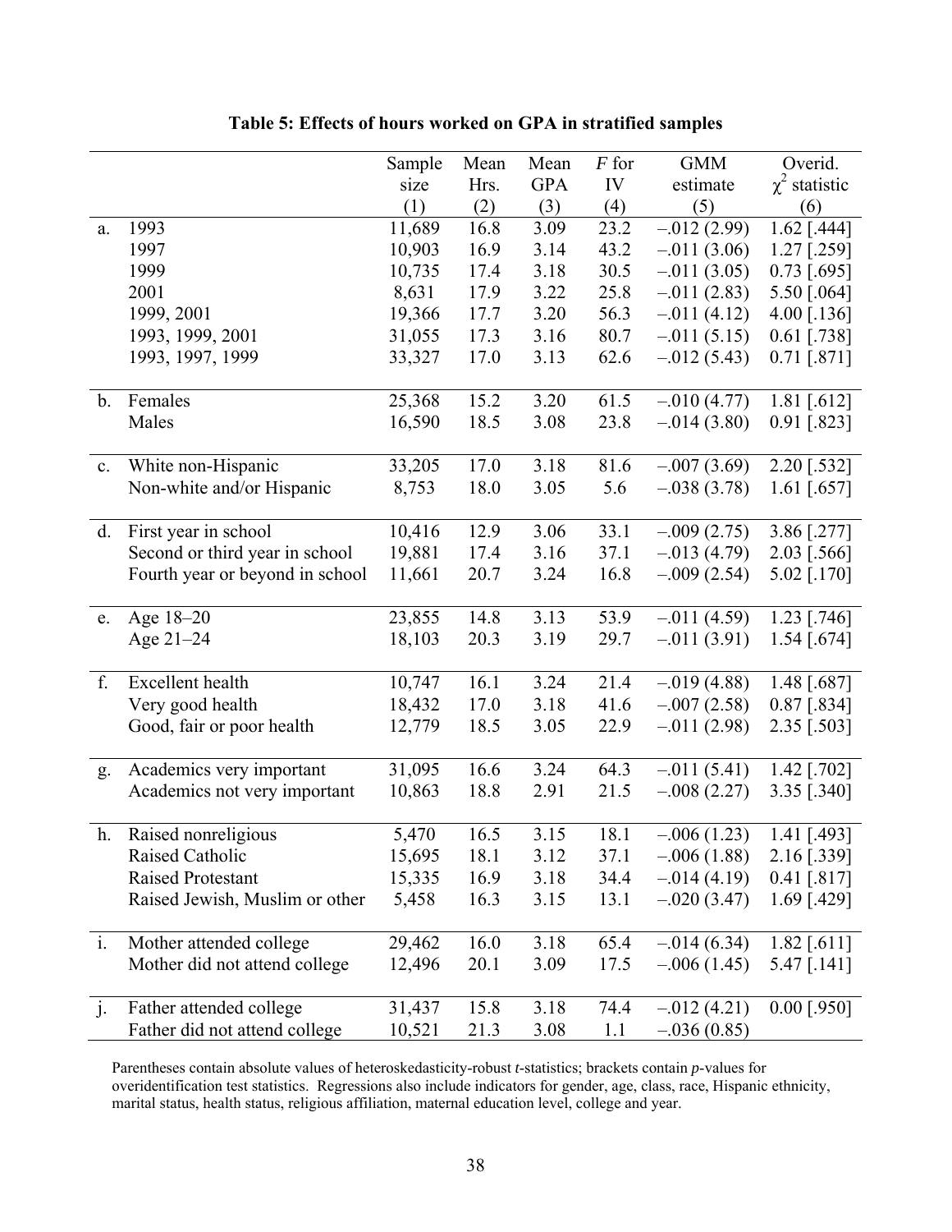**Table 5: Effects of hours worked on GPA in stratified samples**

| | | Sample size (1) | Mean Hrs. (2) | Mean GPA (3) | $F$ for IV (4) | GMM estimate (5) | Overid. $\chi^2$ statistic (6) |
|---|---|---|---|---|---|---|---|
| a. | 1993 | 11,689 | 16.8 | 3.09 | 23.2 | –.012 (2.99) | 1.62 [.444] |
| | 1997 | 10,903 | 16.9 | 3.14 | 43.2 | –.011 (3.06) | 1.27 [.259] |
| | 1999 | 10,735 | 17.4 | 3.18 | 30.5 | –.011 (3.05) | 0.73 [.695] |
| | 2001 | 8,631 | 17.9 | 3.22 | 25.8 | –.011 (2.83) | 5.50 [.064] |
| | 1999, 2001 | 19,366 | 17.7 | 3.20 | 56.3 | –.011 (4.12) | 4.00 [.136] |
| | 1993, 1999, 2001 | 31,055 | 17.3 | 3.16 | 80.7 | –.011 (5.15) | 0.61 [.738] |
| | 1993, 1997, 1999 | 33,327 | 17.0 | 3.13 | 62.6 | –.012 (5.43) | 0.71 [.871] |
| b. | Females | 25,368 | 15.2 | 3.20 | 61.5 | –.010 (4.77) | 1.81 [.612] |
| | Males | 16,590 | 18.5 | 3.08 | 23.8 | –.014 (3.80) | 0.91 [.823] |
| c. | White non-Hispanic | 33,205 | 17.0 | 3.18 | 81.6 | –.007 (3.69) | 2.20 [.532] |
| | Non-white and/or Hispanic | 8,753 | 18.0 | 3.05 | 5.6 | –.038 (3.78) | 1.61 [.657] |
| d. | First year in school | 10,416 | 12.9 | 3.06 | 33.1 | –.009 (2.75) | 3.86 [.277] |
| | Second or third year in school | 19,881 | 17.4 | 3.16 | 37.1 | –.013 (4.79) | 2.03 [.566] |
| | Fourth year or beyond in school | 11,661 | 20.7 | 3.24 | 16.8 | –.009 (2.54) | 5.02 [.170] |
| e. | Age 18–20 | 23,855 | 14.8 | 3.13 | 53.9 | –.011 (4.59) | 1.23 [.746] |
| | Age 21–24 | 18,103 | 20.3 | 3.19 | 29.7 | –.011 (3.91) | 1.54 [.674] |
| f. | Excellent health | 10,747 | 16.1 | 3.24 | 21.4 | –.019 (4.88) | 1.48 [.687] |
| | Very good health | 18,432 | 17.0 | 3.18 | 41.6 | –.007 (2.58) | 0.87 [.834] |
| | Good, fair or poor health | 12,779 | 18.5 | 3.05 | 22.9 | –.011 (2.98) | 2.35 [.503] |
| g. | Academics very important | 31,095 | 16.6 | 3.24 | 64.3 | –.011 (5.41) | 1.42 [.702] |
| | Academics not very important | 10,863 | 18.8 | 2.91 | 21.5 | –.008 (2.27) | 3.35 [.340] |
| h. | Raised nonreligious | 5,470 | 16.5 | 3.15 | 18.1 | –.006 (1.23) | 1.41 [.493] |
| | Raised Catholic | 15,695 | 18.1 | 3.12 | 37.1 | –.006 (1.88) | 2.16 [.339] |
| | Raised Protestant | 15,335 | 16.9 | 3.18 | 34.4 | –.014 (4.19) | 0.41 [.817] |
| | Raised Jewish, Muslim or other | 5,458 | 16.3 | 3.15 | 13.1 | –.020 (3.47) | 1.69 [.429] |
| i. | Mother attended college | 29,462 | 16.0 | 3.18 | 65.4 | –.014 (6.34) | 1.82 [.611] |
| | Mother did not attend college | 12,496 | 20.1 | 3.09 | 17.5 | –.006 (1.45) | 5.47 [.141] |
| j. | Father attended college | 31,437 | 15.8 | 3.18 | 74.4 | –.012 (4.21) | 0.00 [.950] |
| | Father did not attend college | 10,521 | 21.3 | 3.08 | 1.1 | –.036 (0.85) | |

Parentheses contain absolute values of heteroskedasticity-robust $t$-statistics; brackets contain $p$-values for overidentification test statistics. Regressions also include indicators for gender, age, class, race, Hispanic ethnicity, marital status, health status, religious affiliation, maternal education level, college and year.